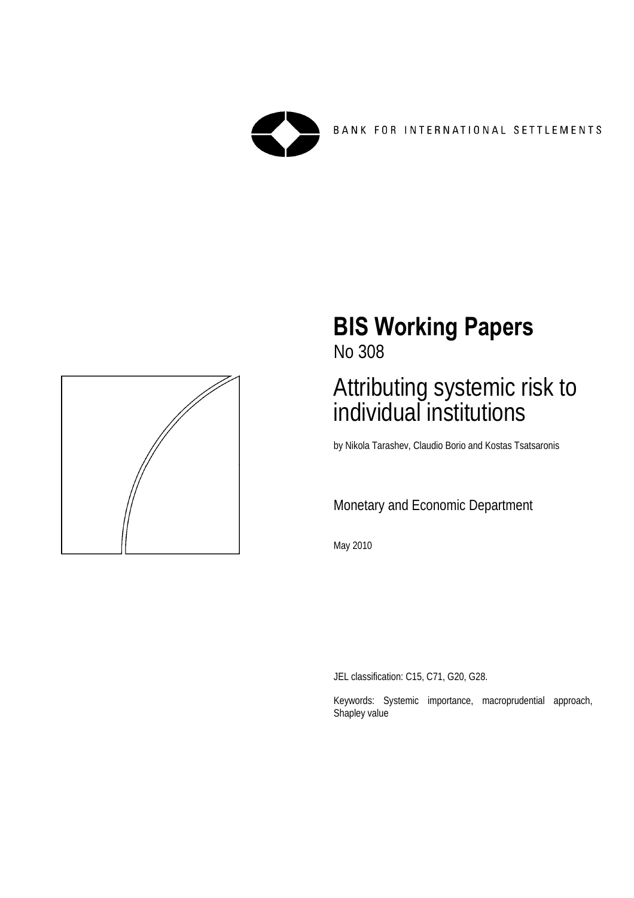BANK FOR INTERNATIONAL SETTLEMENTS

# BIS Working Papers
No 308

## Attributing systemic risk to individual institutions

by Nikola Tarashev, Claudio Borio and Kostas Tsatsaronis

Monetary and Economic Department

May 2010

JEL classification: C15, C71, G20, G28.

Keywords: Systemic importance, macroprudential approach, Shapley value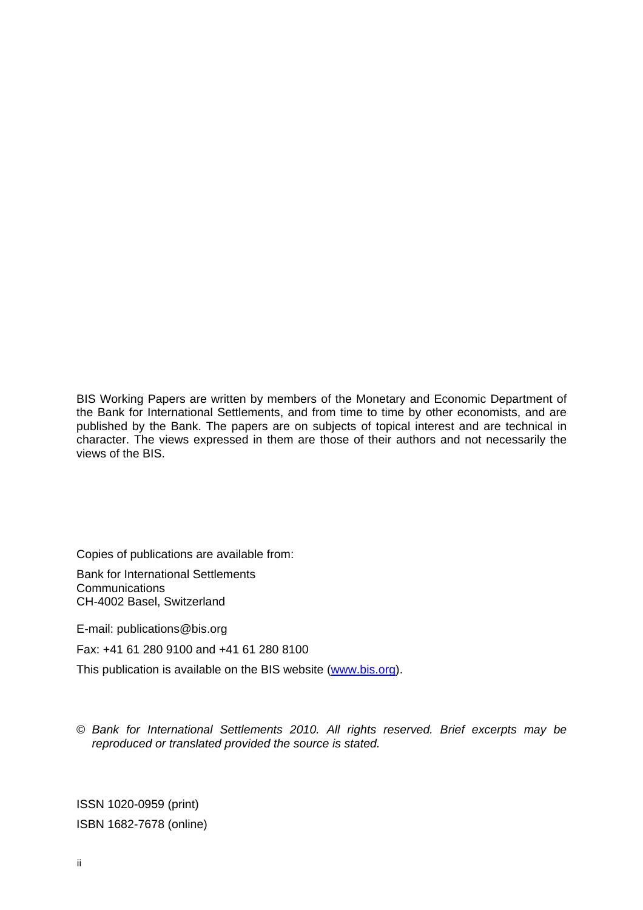BIS Working Papers are written by members of the Monetary and Economic Department of the Bank for International Settlements, and from time to time by other economists, and are published by the Bank. The papers are on subjects of topical interest and are technical in character. The views expressed in them are those of their authors and not necessarily the views of the BIS.

Copies of publications are available from:

Bank for International Settlements
Communications
CH-4002 Basel, Switzerland

E-mail: publications@bis.org

Fax: +41 61 280 9100 and +41 61 280 8100

This publication is available on the BIS website (www.bis.org).

© *Bank for International Settlements 2010. All rights reserved. Brief excerpts may be reproduced or translated provided the source is stated.*

ISSN 1020-0959 (print)

ISBN 1682-7678 (online)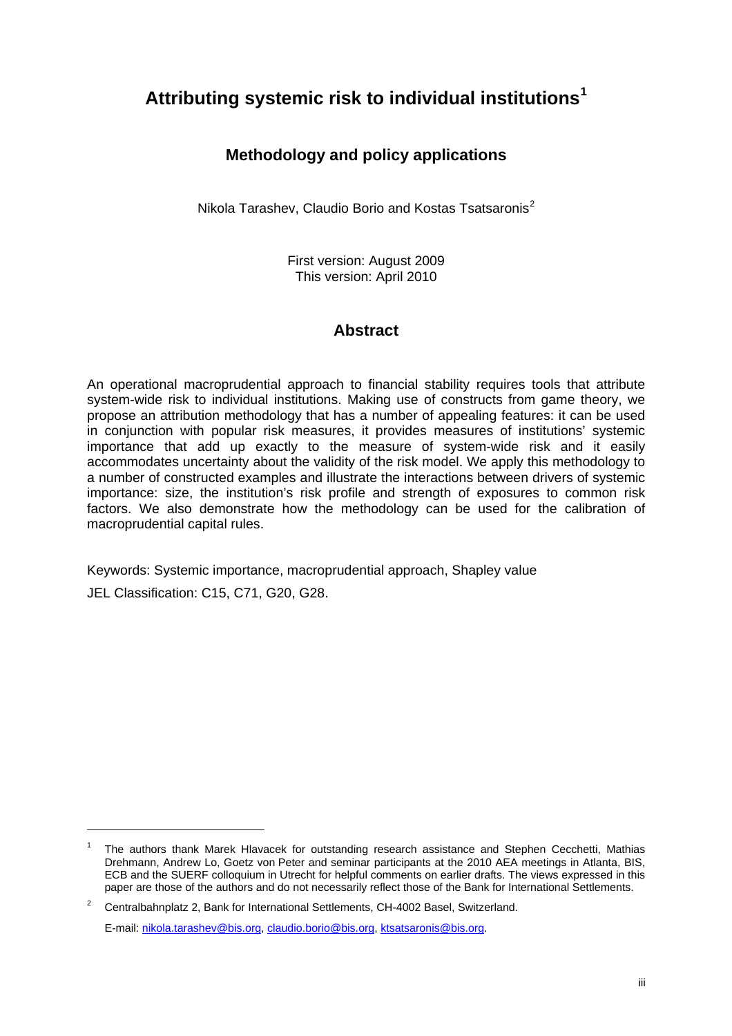# Attributing systemic risk to individual institutions[1]

## Methodology and policy applications

Nikola Tarashev, Claudio Borio and Kostas Tsatsaronis[2]

First version: August 2009
This version: April 2010

## Abstract

An operational macroprudential approach to financial stability requires tools that attribute system-wide risk to individual institutions. Making use of constructs from game theory, we propose an attribution methodology that has a number of appealing features: it can be used in conjunction with popular risk measures, it provides measures of institutions' systemic importance that add up exactly to the measure of system-wide risk and it easily accommodates uncertainty about the validity of the risk model. We apply this methodology to a number of constructed examples and illustrate the interactions between drivers of systemic importance: size, the institution's risk profile and strength of exposures to common risk factors. We also demonstrate how the methodology can be used for the calibration of macroprudential capital rules.

Keywords: Systemic importance, macroprudential approach, Shapley value

JEL Classification: C15, C71, G20, G28.

---

[1] The authors thank Marek Hlavacek for outstanding research assistance and Stephen Cecchetti, Mathias Drehmann, Andrew Lo, Goetz von Peter and seminar participants at the 2010 AEA meetings in Atlanta, BIS, ECB and the SUERF colloquium in Utrecht for helpful comments on earlier drafts. The views expressed in this paper are those of the authors and do not necessarily reflect those of the Bank for International Settlements.

[2] Centralbahnplatz 2, Bank for International Settlements, CH-4002 Basel, Switzerland.

E-mail: nikola.tarashev@bis.org, claudio.borio@bis.org, ktsatsaronis@bis.org.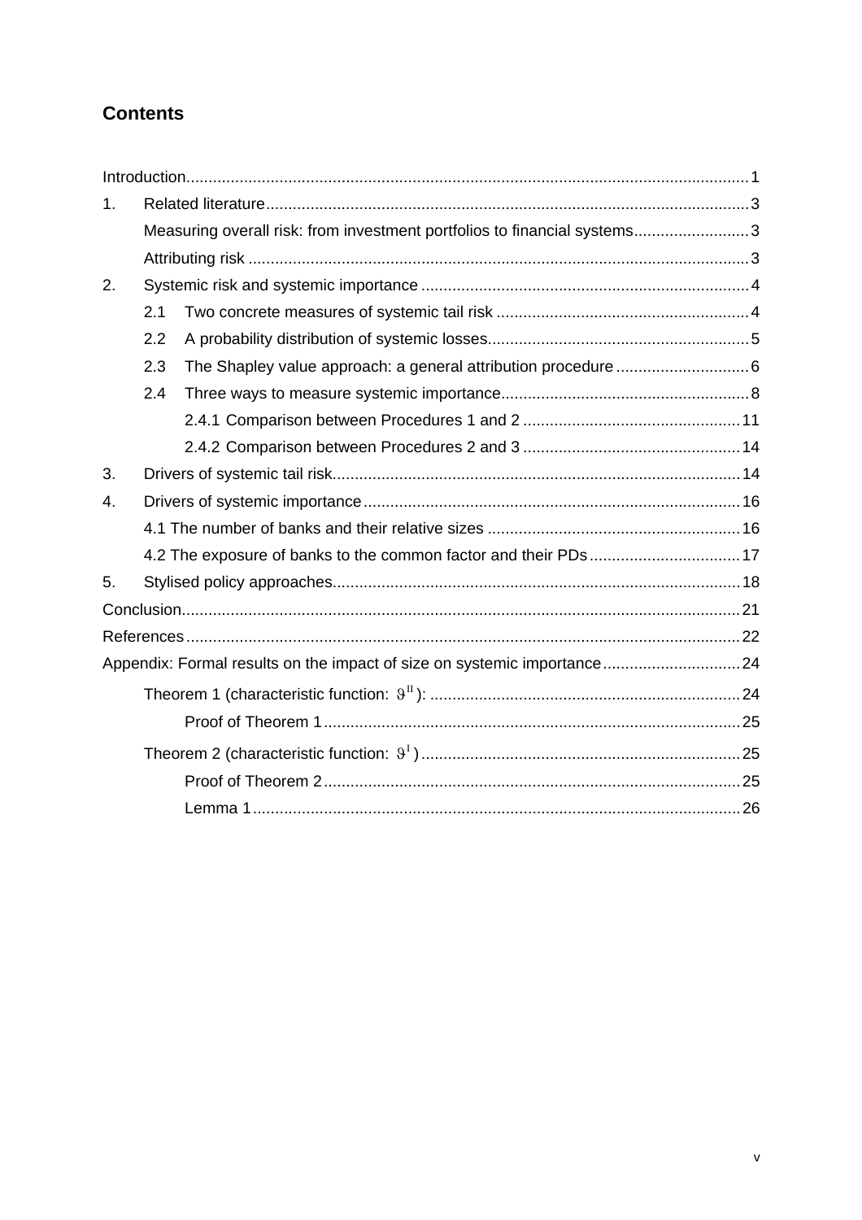# Contents

Introduction .............................................................................................................. 1

1. Related literature ............................................................................................ 3
   - Measuring overall risk: from investment portfolios to financial systems .......................... 3
   - Attributing risk ................................................................................................ 3
2. Systemic risk and systemic importance .......................................................................... 4
   - 2.1 Two concrete measures of systemic tail risk ......................................................... 4
   - 2.2 A probability distribution of systemic losses .......................................................... 5
   - 2.3 The Shapley value approach: a general attribution procedure .............................. 6
   - 2.4 Three ways to measure systemic importance ........................................................ 8
     - 2.4.1 Comparison between Procedures 1 and 2 ................................................. 11
     - 2.4.2 Comparison between Procedures 2 and 3 ................................................. 14
3. Drivers of systemic tail risk ............................................................................................ 14
4. Drivers of systemic importance ..................................................................................... 16
   - 4.1 The number of banks and their relative sizes ......................................................... 16
   - 4.2 The exposure of banks to the common factor and their PDs .................................. 17
5. Stylised policy approaches ........................................................................................... 18

Conclusion ................................................................................................................ 21

References ................................................................................................................ 22

Appendix: Formal results on the impact of size on systemic importance ............................... 24

- Theorem 1 (characteristic function: $\vartheta^{II}$): ..................................................................... 24
  - Proof of Theorem 1 ............................................................................................. 25
- Theorem 2 (characteristic function: $\vartheta^{I}$) ....................................................................... 25
  - Proof of Theorem 2 ............................................................................................. 25
  - Lemma 1 ............................................................................................................. 26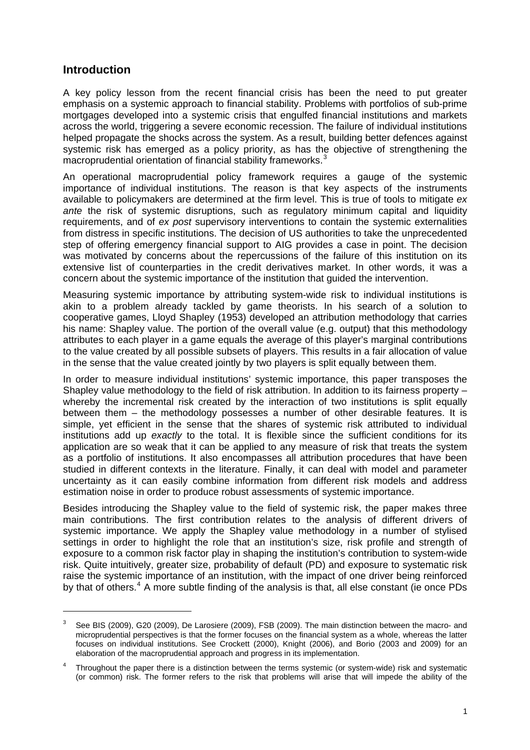## Introduction

A key policy lesson from the recent financial crisis has been the need to put greater emphasis on a systemic approach to financial stability. Problems with portfolios of sub-prime mortgages developed into a systemic crisis that engulfed financial institutions and markets across the world, triggering a severe economic recession. The failure of individual institutions helped propagate the shocks across the system. As a result, building better defences against systemic risk has emerged as a policy priority, as has the objective of strengthening the macroprudential orientation of financial stability frameworks.[3]

An operational macroprudential policy framework requires a gauge of the systemic importance of individual institutions. The reason is that key aspects of the instruments available to policymakers are determined at the firm level. This is true of tools to mitigate *ex ante* the risk of systemic disruptions, such as regulatory minimum capital and liquidity requirements, and of *ex post* supervisory interventions to contain the systemic externalities from distress in specific institutions. The decision of US authorities to take the unprecedented step of offering emergency financial support to AIG provides a case in point. The decision was motivated by concerns about the repercussions of the failure of this institution on its extensive list of counterparties in the credit derivatives market. In other words, it was a concern about the systemic importance of the institution that guided the intervention.

Measuring systemic importance by attributing system-wide risk to individual institutions is akin to a problem already tackled by game theorists. In his search of a solution to cooperative games, Lloyd Shapley (1953) developed an attribution methodology that carries his name: Shapley value. The portion of the overall value (e.g. output) that this methodology attributes to each player in a game equals the average of this player's marginal contributions to the value created by all possible subsets of players. This results in a fair allocation of value in the sense that the value created jointly by two players is split equally between them.

In order to measure individual institutions' systemic importance, this paper transposes the Shapley value methodology to the field of risk attribution. In addition to its fairness property – whereby the incremental risk created by the interaction of two institutions is split equally between them – the methodology possesses a number of other desirable features. It is simple, yet efficient in the sense that the shares of systemic risk attributed to individual institutions add up *exactly* to the total. It is flexible since the sufficient conditions for its application are so weak that it can be applied to any measure of risk that treats the system as a portfolio of institutions. It also encompasses all attribution procedures that have been studied in different contexts in the literature. Finally, it can deal with model and parameter uncertainty as it can easily combine information from different risk models and address estimation noise in order to produce robust assessments of systemic importance.

Besides introducing the Shapley value to the field of systemic risk, the paper makes three main contributions. The first contribution relates to the analysis of different drivers of systemic importance. We apply the Shapley value methodology in a number of stylised settings in order to highlight the role that an institution's size, risk profile and strength of exposure to a common risk factor play in shaping the institution's contribution to system-wide risk. Quite intuitively, greater size, probability of default (PD) and exposure to systematic risk raise the systemic importance of an institution, with the impact of one driver being reinforced by that of others.[4] A more subtle finding of the analysis is that, all else constant (ie once PDs

---

[3] See BIS (2009), G20 (2009), De Larosiere (2009), FSB (2009). The main distinction between the macro- and microprudential perspectives is that the former focuses on the financial system as a whole, whereas the latter focuses on individual institutions. See Crockett (2000), Knight (2006), and Borio (2003 and 2009) for an elaboration of the macroprudential approach and progress in its implementation.

[4] Throughout the paper there is a distinction between the terms systemic (or system-wide) risk and systematic (or common) risk. The former refers to the risk that problems will arise that will impede the ability of the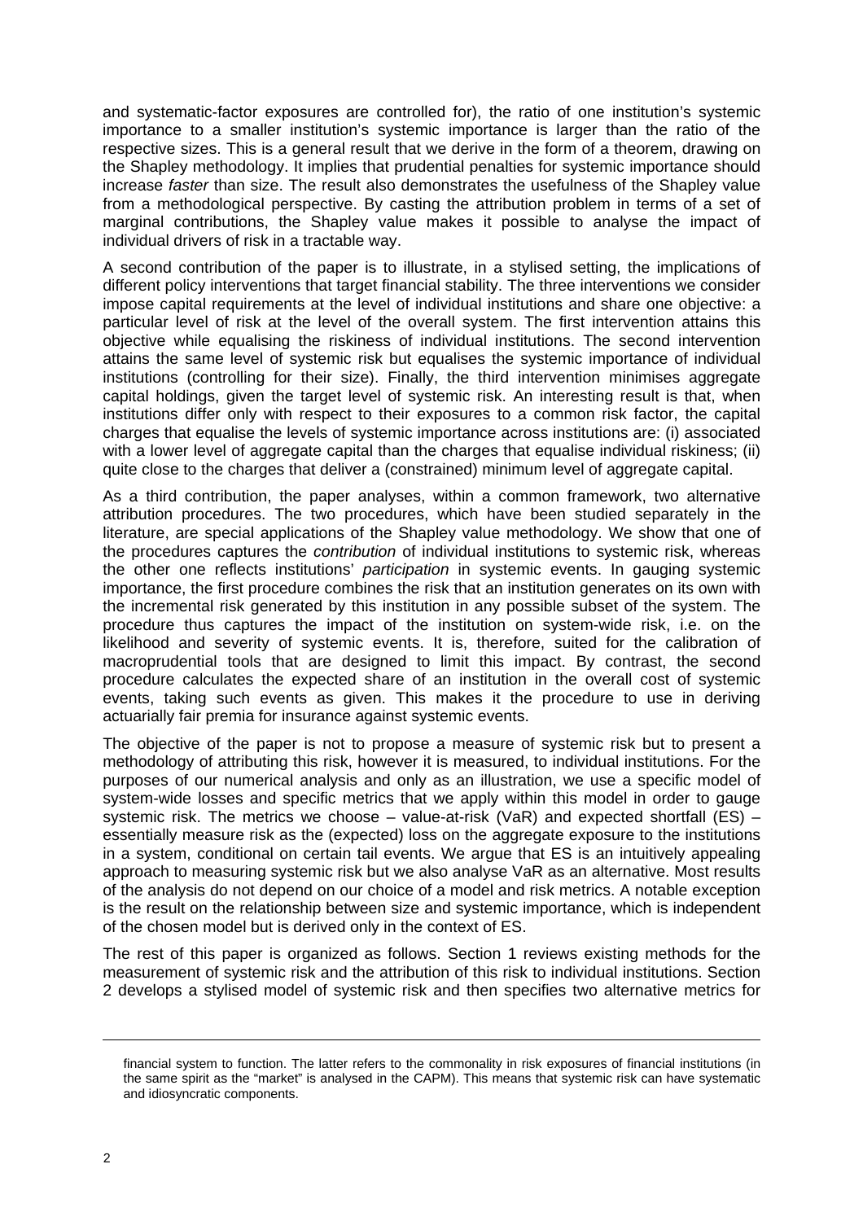and systematic-factor exposures are controlled for), the ratio of one institution's systemic importance to a smaller institution's systemic importance is larger than the ratio of the respective sizes. This is a general result that we derive in the form of a theorem, drawing on the Shapley methodology. It implies that prudential penalties for systemic importance should increase *faster* than size. The result also demonstrates the usefulness of the Shapley value from a methodological perspective. By casting the attribution problem in terms of a set of marginal contributions, the Shapley value makes it possible to analyse the impact of individual drivers of risk in a tractable way.

A second contribution of the paper is to illustrate, in a stylised setting, the implications of different policy interventions that target financial stability. The three interventions we consider impose capital requirements at the level of individual institutions and share one objective: a particular level of risk at the level of the overall system. The first intervention attains this objective while equalising the riskiness of individual institutions. The second intervention attains the same level of systemic risk but equalises the systemic importance of individual institutions (controlling for their size). Finally, the third intervention minimises aggregate capital holdings, given the target level of systemic risk. An interesting result is that, when institutions differ only with respect to their exposures to a common risk factor, the capital charges that equalise the levels of systemic importance across institutions are: (i) associated with a lower level of aggregate capital than the charges that equalise individual riskiness; (ii) quite close to the charges that deliver a (constrained) minimum level of aggregate capital.

As a third contribution, the paper analyses, within a common framework, two alternative attribution procedures. The two procedures, which have been studied separately in the literature, are special applications of the Shapley value methodology. We show that one of the procedures captures the *contribution* of individual institutions to systemic risk, whereas the other one reflects institutions' *participation* in systemic events. In gauging systemic importance, the first procedure combines the risk that an institution generates on its own with the incremental risk generated by this institution in any possible subset of the system. The procedure thus captures the impact of the institution on system-wide risk, i.e. on the likelihood and severity of systemic events. It is, therefore, suited for the calibration of macroprudential tools that are designed to limit this impact. By contrast, the second procedure calculates the expected share of an institution in the overall cost of systemic events, taking such events as given. This makes it the procedure to use in deriving actuarially fair premia for insurance against systemic events.

The objective of the paper is not to propose a measure of systemic risk but to present a methodology of attributing this risk, however it is measured, to individual institutions. For the purposes of our numerical analysis and only as an illustration, we use a specific model of system-wide losses and specific metrics that we apply within this model in order to gauge systemic risk. The metrics we choose – value-at-risk (VaR) and expected shortfall (ES) – essentially measure risk as the (expected) loss on the aggregate exposure to the institutions in a system, conditional on certain tail events. We argue that ES is an intuitively appealing approach to measuring systemic risk but we also analyse VaR as an alternative. Most results of the analysis do not depend on our choice of a model and risk metrics. A notable exception is the result on the relationship between size and systemic importance, which is independent of the chosen model but is derived only in the context of ES.

The rest of this paper is organized as follows. Section 1 reviews existing methods for the measurement of systemic risk and the attribution of this risk to individual institutions. Section 2 develops a stylised model of systemic risk and then specifies two alternative metrics for

---

financial system to function. The latter refers to the commonality in risk exposures of financial institutions (in the same spirit as the "market" is analysed in the CAPM). This means that systemic risk can have systematic and idiosyncratic components.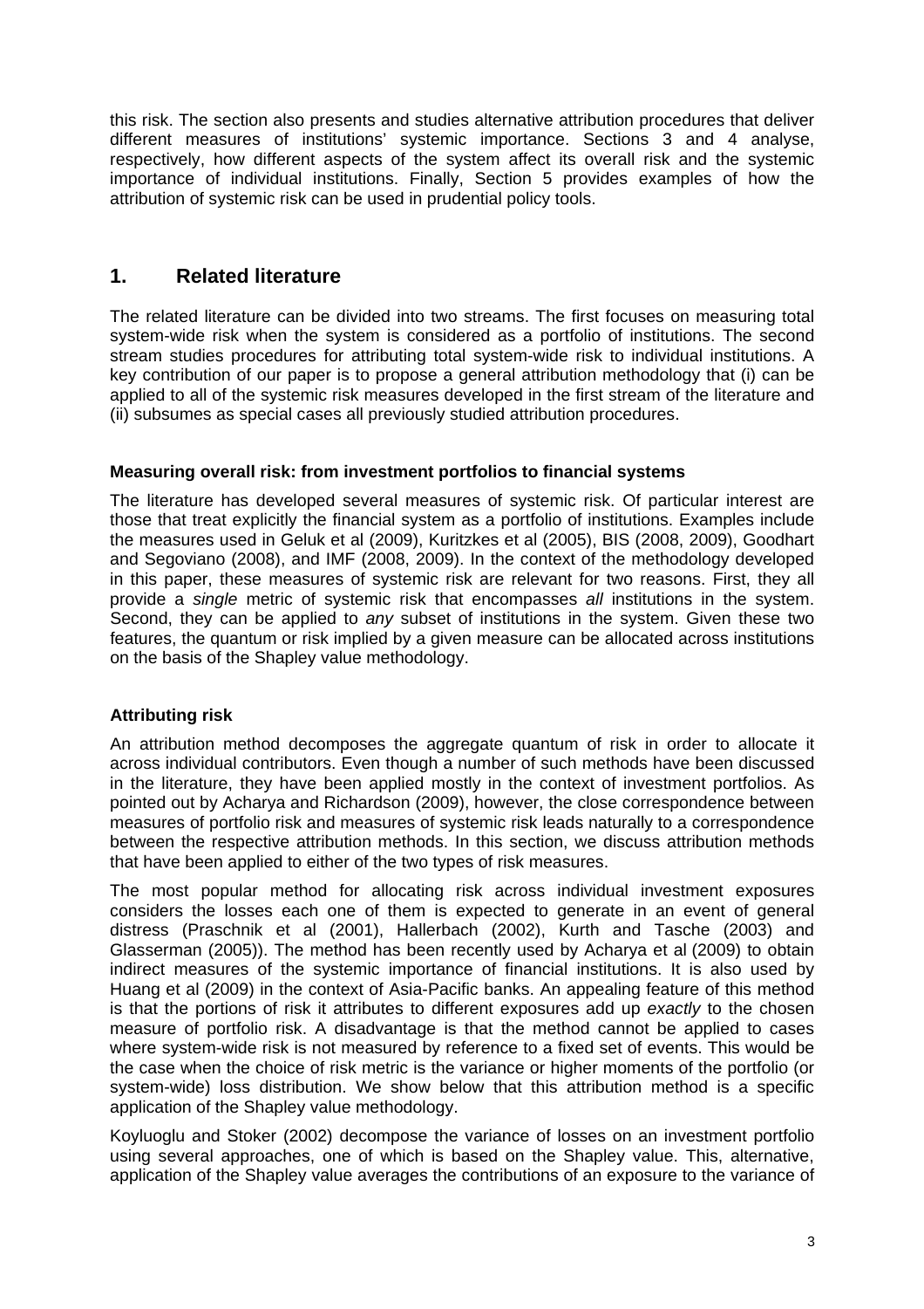this risk. The section also presents and studies alternative attribution procedures that deliver different measures of institutions' systemic importance. Sections 3 and 4 analyse, respectively, how different aspects of the system affect its overall risk and the systemic importance of individual institutions. Finally, Section 5 provides examples of how the attribution of systemic risk can be used in prudential policy tools.

## 1. Related literature

The related literature can be divided into two streams. The first focuses on measuring total system-wide risk when the system is considered as a portfolio of institutions. The second stream studies procedures for attributing total system-wide risk to individual institutions. A key contribution of our paper is to propose a general attribution methodology that (i) can be applied to all of the systemic risk measures developed in the first stream of the literature and (ii) subsumes as special cases all previously studied attribution procedures.

### Measuring overall risk: from investment portfolios to financial systems

The literature has developed several measures of systemic risk. Of particular interest are those that treat explicitly the financial system as a portfolio of institutions. Examples include the measures used in Geluk et al (2009), Kuritzkes et al (2005), BIS (2008, 2009), Goodhart and Segoviano (2008), and IMF (2008, 2009). In the context of the methodology developed in this paper, these measures of systemic risk are relevant for two reasons. First, they all provide a *single* metric of systemic risk that encompasses *all* institutions in the system. Second, they can be applied to *any* subset of institutions in the system. Given these two features, the quantum or risk implied by a given measure can be allocated across institutions on the basis of the Shapley value methodology.

### Attributing risk

An attribution method decomposes the aggregate quantum of risk in order to allocate it across individual contributors. Even though a number of such methods have been discussed in the literature, they have been applied mostly in the context of investment portfolios. As pointed out by Acharya and Richardson (2009), however, the close correspondence between measures of portfolio risk and measures of systemic risk leads naturally to a correspondence between the respective attribution methods. In this section, we discuss attribution methods that have been applied to either of the two types of risk measures.

The most popular method for allocating risk across individual investment exposures considers the losses each one of them is expected to generate in an event of general distress (Praschnik et al (2001), Hallerbach (2002), Kurth and Tasche (2003) and Glasserman (2005)). The method has been recently used by Acharya et al (2009) to obtain indirect measures of the systemic importance of financial institutions. It is also used by Huang et al (2009) in the context of Asia-Pacific banks. An appealing feature of this method is that the portions of risk it attributes to different exposures add up *exactly* to the chosen measure of portfolio risk. A disadvantage is that the method cannot be applied to cases where system-wide risk is not measured by reference to a fixed set of events. This would be the case when the choice of risk metric is the variance or higher moments of the portfolio (or system-wide) loss distribution. We show below that this attribution method is a specific application of the Shapley value methodology.

Koyluoglu and Stoker (2002) decompose the variance of losses on an investment portfolio using several approaches, one of which is based on the Shapley value. This, alternative, application of the Shapley value averages the contributions of an exposure to the variance of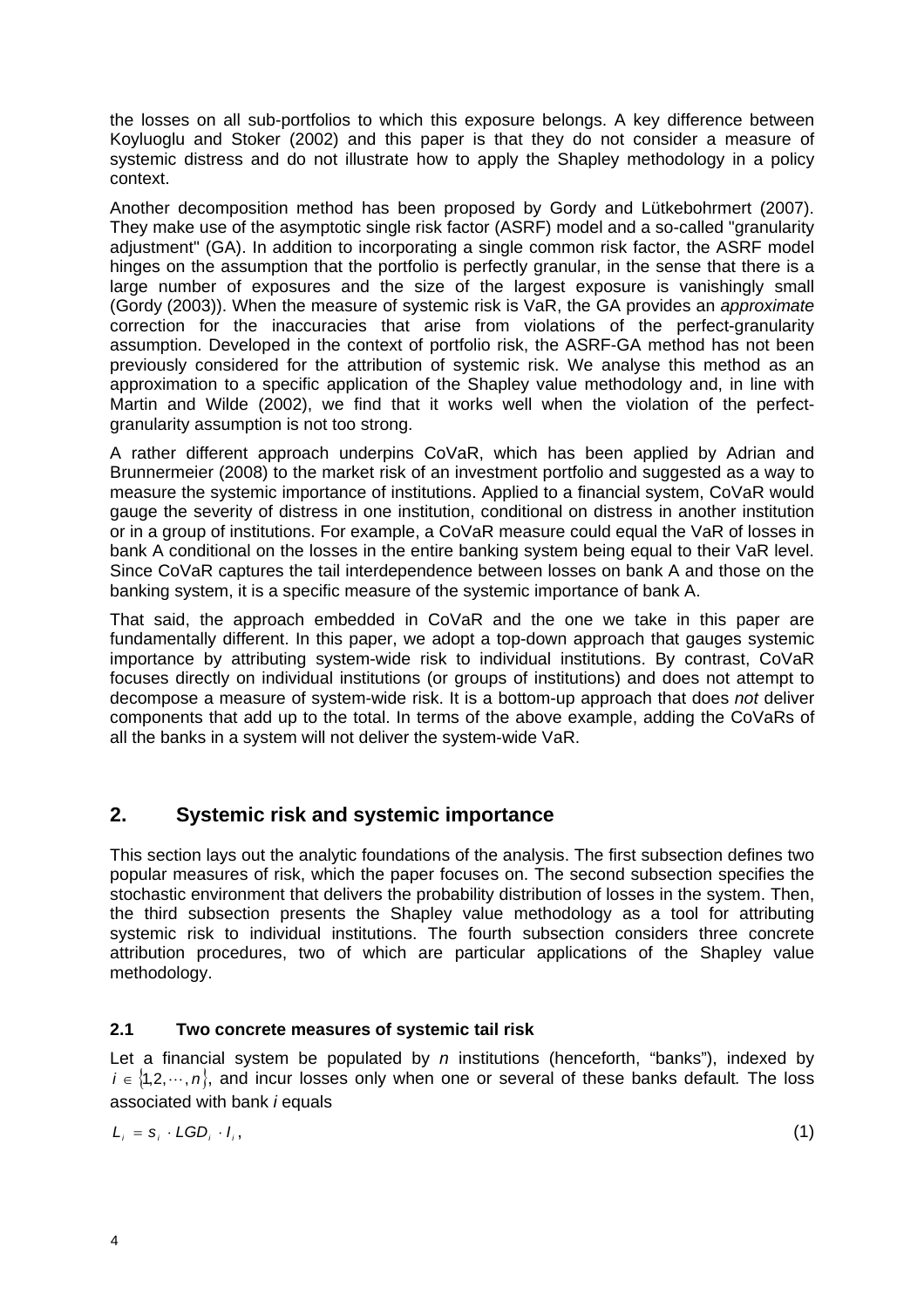the losses on all sub-portfolios to which this exposure belongs. A key difference between Koyluoglu and Stoker (2002) and this paper is that they do not consider a measure of systemic distress and do not illustrate how to apply the Shapley methodology in a policy context.

Another decomposition method has been proposed by Gordy and Lütkebohrmert (2007). They make use of the asymptotic single risk factor (ASRF) model and a so-called "granularity adjustment" (GA). In addition to incorporating a single common risk factor, the ASRF model hinges on the assumption that the portfolio is perfectly granular, in the sense that there is a large number of exposures and the size of the largest exposure is vanishingly small (Gordy (2003)). When the measure of systemic risk is VaR, the GA provides an *approximate* correction for the inaccuracies that arise from violations of the perfect-granularity assumption. Developed in the context of portfolio risk, the ASRF-GA method has not been previously considered for the attribution of systemic risk. We analyse this method as an approximation to a specific application of the Shapley value methodology and, in line with Martin and Wilde (2002), we find that it works well when the violation of the perfect-granularity assumption is not too strong.

A rather different approach underpins CoVaR, which has been applied by Adrian and Brunnermeier (2008) to the market risk of an investment portfolio and suggested as a way to measure the systemic importance of institutions. Applied to a financial system, CoVaR would gauge the severity of distress in one institution, conditional on distress in another institution or in a group of institutions. For example, a CoVaR measure could equal the VaR of losses in bank A conditional on the losses in the entire banking system being equal to their VaR level. Since CoVaR captures the tail interdependence between losses on bank A and those on the banking system, it is a specific measure of the systemic importance of bank A.

That said, the approach embedded in CoVaR and the one we take in this paper are fundamentally different. In this paper, we adopt a top-down approach that gauges systemic importance by attributing system-wide risk to individual institutions. By contrast, CoVaR focuses directly on individual institutions (or groups of institutions) and does not attempt to decompose a measure of system-wide risk. It is a bottom-up approach that does *not* deliver components that add up to the total. In terms of the above example, adding the CoVaRs of all the banks in a system will not deliver the system-wide VaR.

## 2. Systemic risk and systemic importance

This section lays out the analytic foundations of the analysis. The first subsection defines two popular measures of risk, which the paper focuses on. The second subsection specifies the stochastic environment that delivers the probability distribution of losses in the system. Then, the third subsection presents the Shapley value methodology as a tool for attributing systemic risk to individual institutions. The fourth subsection considers three concrete attribution procedures, two of which are particular applications of the Shapley value methodology.

### 2.1 Two concrete measures of systemic tail risk

Let a financial system be populated by $n$ institutions (henceforth, "banks"), indexed by $i \in \{1,2,\cdots,n\}$, and incur losses only when one or several of these banks default*.* The loss associated with bank $i$ equals

$$L_i = s_i \cdot LGD_i \cdot I_i, \tag{1}$$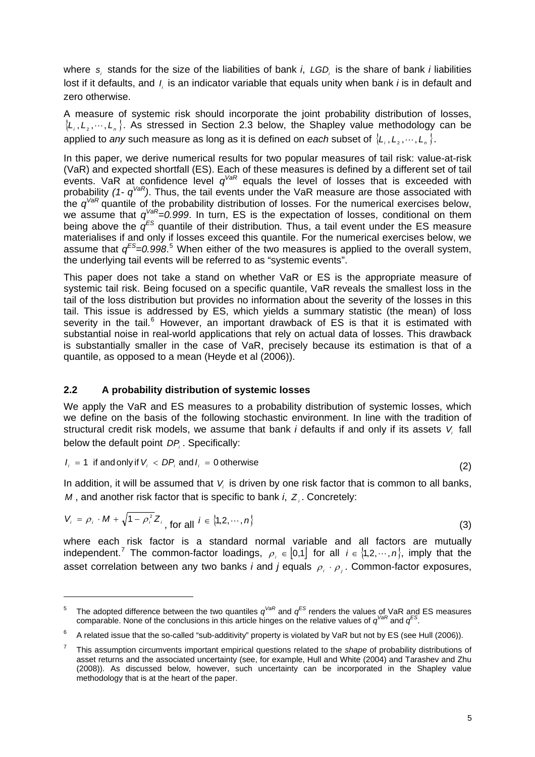where $s_i$ stands for the size of the liabilities of bank *i*, $LGD_i$ is the share of bank *i* liabilities lost if it defaults, and $I_i$ is an indicator variable that equals unity when bank *i* is in default and zero otherwise.

A measure of systemic risk should incorporate the joint probability distribution of losses, $\{L_1, L_2, \cdots, L_n\}$. As stressed in Section 2.3 below, the Shapley value methodology can be applied to *any* such measure as long as it is defined on *each* subset of $\{L_1, L_2, \cdots, L_n\}$.

In this paper, we derive numerical results for two popular measures of tail risk: value-at-risk (VaR) and expected shortfall (ES). Each of these measures is defined by a different set of tail events. VaR at confidence level $q^{VaR}$ equals the level of losses that is exceeded with probability $(1- q^{VaR})$. Thus, the tail events under the VaR measure are those associated with the $q^{VaR}$ quantile of the probability distribution of losses. For the numerical exercises below, we assume that $q^{VaR}=0.999$. In turn, ES is the expectation of losses, conditional on them being above the $q^{ES}$ quantile of their distribution. Thus, a tail event under the ES measure materialises if and only if losses exceed this quantile. For the numerical exercises below, we assume that $q^{ES}=0.998$.[5] When either of the two measures is applied to the overall system, the underlying tail events will be referred to as "systemic events".

This paper does not take a stand on whether VaR or ES is the appropriate measure of systemic tail risk. Being focused on a specific quantile, VaR reveals the smallest loss in the tail of the loss distribution but provides no information about the severity of the losses in this tail. This issue is addressed by ES, which yields a summary statistic (the mean) of loss severity in the tail.[6] However, an important drawback of ES is that it is estimated with substantial noise in real-world applications that rely on actual data of losses. This drawback is substantially smaller in the case of VaR, precisely because its estimation is that of a quantile, as opposed to a mean (Heyde et al (2006)).

## 2.2 A probability distribution of systemic losses

We apply the VaR and ES measures to a probability distribution of systemic losses, which we define on the basis of the following stochastic environment. In line with the tradition of structural credit risk models, we assume that bank *i* defaults if and only if its assets $V_i$ fall below the default point $DP_i$. Specifically:

$$I_i = 1 \text{ if and only if } V_i < DP_i \text{ and } I_i = 0 \text{ otherwise} \tag{2}$$

In addition, it will be assumed that $V_i$ is driven by one risk factor that is common to all banks, $M$, and another risk factor that is specific to bank *i*, $Z_i$. Concretely:

$$V_i = \rho_i \cdot M + \sqrt{1-\rho_i^2} Z_i \text{, for all } i \in \{1,2,\cdots,n\} \tag{3}$$

where each risk factor is a standard normal variable and all factors are mutually independent.[7] The common-factor loadings, $\rho_i \in [0,1]$ for all $i \in \{1,2,\cdots,n\}$, imply that the asset correlation between any two banks *i* and *j* equals $\rho_i \cdot \rho_j$. Common-factor exposures,

---

[5] The adopted difference between the two quantiles $q^{VaR}$ and $q^{ES}$ renders the values of VaR and ES measures comparable. None of the conclusions in this article hinges on the relative values of $q^{VaR}$ and $q^{ES}$.

[6] A related issue that the so-called "sub-additivity" property is violated by VaR but not by ES (see Hull (2006)).

[7] This assumption circumvents important empirical questions related to the *shape* of probability distributions of asset returns and the associated uncertainty (see, for example, Hull and White (2004) and Tarashev and Zhu (2008)). As discussed below, however, such uncertainty can be incorporated in the Shapley value methodology that is at the heart of the paper.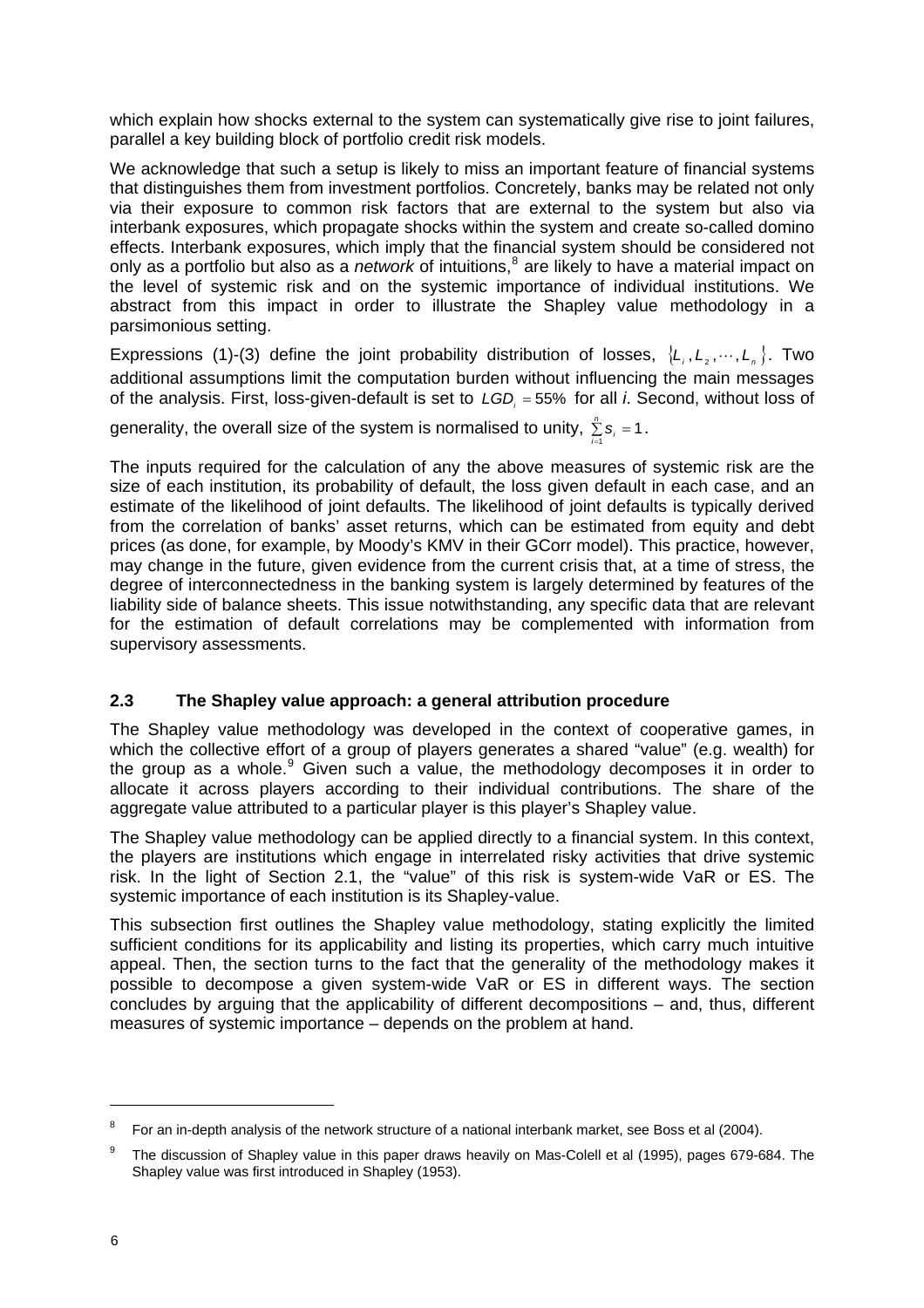which explain how shocks external to the system can systematically give rise to joint failures, parallel a key building block of portfolio credit risk models.

We acknowledge that such a setup is likely to miss an important feature of financial systems that distinguishes them from investment portfolios. Concretely, banks may be related not only via their exposure to common risk factors that are external to the system but also via interbank exposures, which propagate shocks within the system and create so-called domino effects. Interbank exposures, which imply that the financial system should be considered not only as a portfolio but also as a *network* of intuitions,[8] are likely to have a material impact on the level of systemic risk and on the systemic importance of individual institutions. We abstract from this impact in order to illustrate the Shapley value methodology in a parsimonious setting.

Expressions (1)-(3) define the joint probability distribution of losses, $\{L_i, L_2, \cdots, L_n\}$. Two additional assumptions limit the computation burden without influencing the main messages of the analysis. First, loss-given-default is set to $LGD_i = 55\%$ for all *i*. Second, without loss of generality, the overall size of the system is normalised to unity, $\sum_{i=1}^{n} s_i = 1$.

The inputs required for the calculation of any the above measures of systemic risk are the size of each institution, its probability of default, the loss given default in each case, and an estimate of the likelihood of joint defaults. The likelihood of joint defaults is typically derived from the correlation of banks' asset returns, which can be estimated from equity and debt prices (as done, for example, by Moody's KMV in their GCorr model). This practice, however, may change in the future, given evidence from the current crisis that, at a time of stress, the degree of interconnectedness in the banking system is largely determined by features of the liability side of balance sheets. This issue notwithstanding, any specific data that are relevant for the estimation of default correlations may be complemented with information from supervisory assessments.

### 2.3 The Shapley value approach: a general attribution procedure

The Shapley value methodology was developed in the context of cooperative games, in which the collective effort of a group of players generates a shared "value" (e.g. wealth) for the group as a whole.[9] Given such a value, the methodology decomposes it in order to allocate it across players according to their individual contributions. The share of the aggregate value attributed to a particular player is this player's Shapley value.

The Shapley value methodology can be applied directly to a financial system. In this context, the players are institutions which engage in interrelated risky activities that drive systemic risk. In the light of Section 2.1, the "value" of this risk is system-wide VaR or ES. The systemic importance of each institution is its Shapley-value.

This subsection first outlines the Shapley value methodology, stating explicitly the limited sufficient conditions for its applicability and listing its properties, which carry much intuitive appeal. Then, the section turns to the fact that the generality of the methodology makes it possible to decompose a given system-wide VaR or ES in different ways. The section concludes by arguing that the applicability of different decompositions – and, thus, different measures of systemic importance – depends on the problem at hand.

---

[8] For an in-depth analysis of the network structure of a national interbank market, see Boss et al (2004).

[9] The discussion of Shapley value in this paper draws heavily on Mas-Colell et al (1995), pages 679-684. The Shapley value was first introduced in Shapley (1953).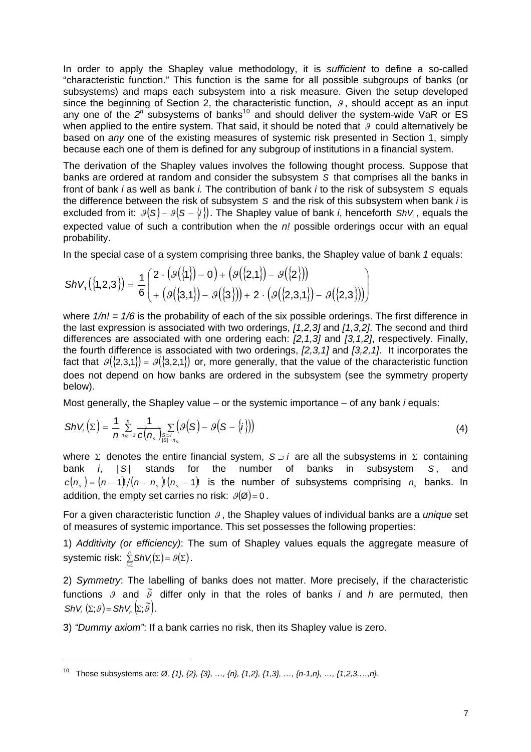In order to apply the Shapley value methodology, it is *sufficient* to define a so-called "characteristic function." This function is the same for all possible subgroups of banks (or subsystems) and maps each subsystem into a risk measure. Given the setup developed since the beginning of Section 2, the characteristic function, $\vartheta$, should accept as an input any one of the $2^n$ subsystems of banks[10] and should deliver the system-wide VaR or ES when applied to the entire system. That said, it should be noted that $\vartheta$ could alternatively be based on *any* one of the existing measures of systemic risk presented in Section 1, simply because each one of them is defined for any subgroup of institutions in a financial system.

The derivation of the Shapley values involves the following thought process. Suppose that banks are ordered at random and consider the subsystem $S$ that comprises all the banks in front of bank *i* as well as bank *i.* The contribution of bank *i* to the risk of subsystem $S$ equals the difference between the risk of subsystem $S$ and the risk of this subsystem when bank *i* is excluded from it: $\vartheta(S)-\vartheta(S-\{i\})$. The Shapley value of bank *i*, henceforth $ShV_i$, equals the expected value of such a contribution when the *n!* possible orderings occur with an equal probability.

In the special case of a system comprising three banks, the Shapley value of bank *1* equals:

$$ShV_1(\{1,2,3\}) = \frac{1}{6}\left(\begin{array}{l} 2\cdot(\vartheta(\{1\})-0)+(\vartheta(\{2,1\})-\vartheta(\{2\})) \\ +(\vartheta(\{3,1\})-\vartheta(\{3\}))+2\cdot(\vartheta(\{2,3,1\})-\vartheta(\{2,3\})) \end{array}\right)$$

where *1/n! = 1/6* is the probability of each of the six possible orderings. The first difference in the last expression is associated with two orderings, *[1,2,3]* and *[1,3,2]*. The second and third differences are associated with one ordering each: *[2,1,3]* and *[3,1,2]*, respectively. Finally, the fourth difference is associated with two orderings, *[2,3,1]* and *[3,2,1]*. It incorporates the fact that $\vartheta(\{2,3,1\})=\vartheta(\{3,2,1\})$ or, more generally, that the value of the characteristic function does not depend on how banks are ordered in the subsystem (see the symmetry property below).

Most generally, the Shapley value – or the systemic importance – of any bank *i* equals:

$$ShV_i(\Sigma) = \frac{1}{n}\sum_{n_S=1}^{n}\frac{1}{c(n_s)}\sum_{\substack{S\supset i \\ |S|=n_s}}\left(\vartheta(S)-\vartheta(S-\{i\})\right) \tag{4}$$

where $\Sigma$ denotes the entire financial system, $S\supset i$ are all the subsystems in $\Sigma$ containing bank *i*, $|S|$ stands for the number of banks in subsystem $S$, and $c(n_s)=(n-1)!/(n-n_s)!(n_s-1)!$ is the number of subsystems comprising $n_s$ banks. In addition, the empty set carries no risk: $\vartheta(\varnothing)=0$.

For a given characteristic function $\vartheta$, the Shapley values of individual banks are a *unique* set of measures of systemic importance. This set possesses the following properties:

1) *Additivity (or efficiency)*: The sum of Shapley values equals the aggregate measure of systemic risk: $\sum_{i=1}^{n}ShV_i(\Sigma)=\vartheta(\Sigma)$.

2) *Symmetry*: The labelling of banks does not matter. More precisely, if the characteristic functions $\vartheta$ and $\tilde{\vartheta}$ differ only in that the roles of banks *i* and *h* are permuted, then $ShV_i(\Sigma;\vartheta)=ShV_h(\Sigma;\tilde{\vartheta})$.

3) *"Dummy axiom"*: If a bank carries no risk, then its Shapley value is zero.

---

[10] These subsystems are: *Ø, {1}, {2}, {3}, …, {n}, {1,2}, {1,3}, …, {n-1,n}, …, {1,2,3,…,n}*.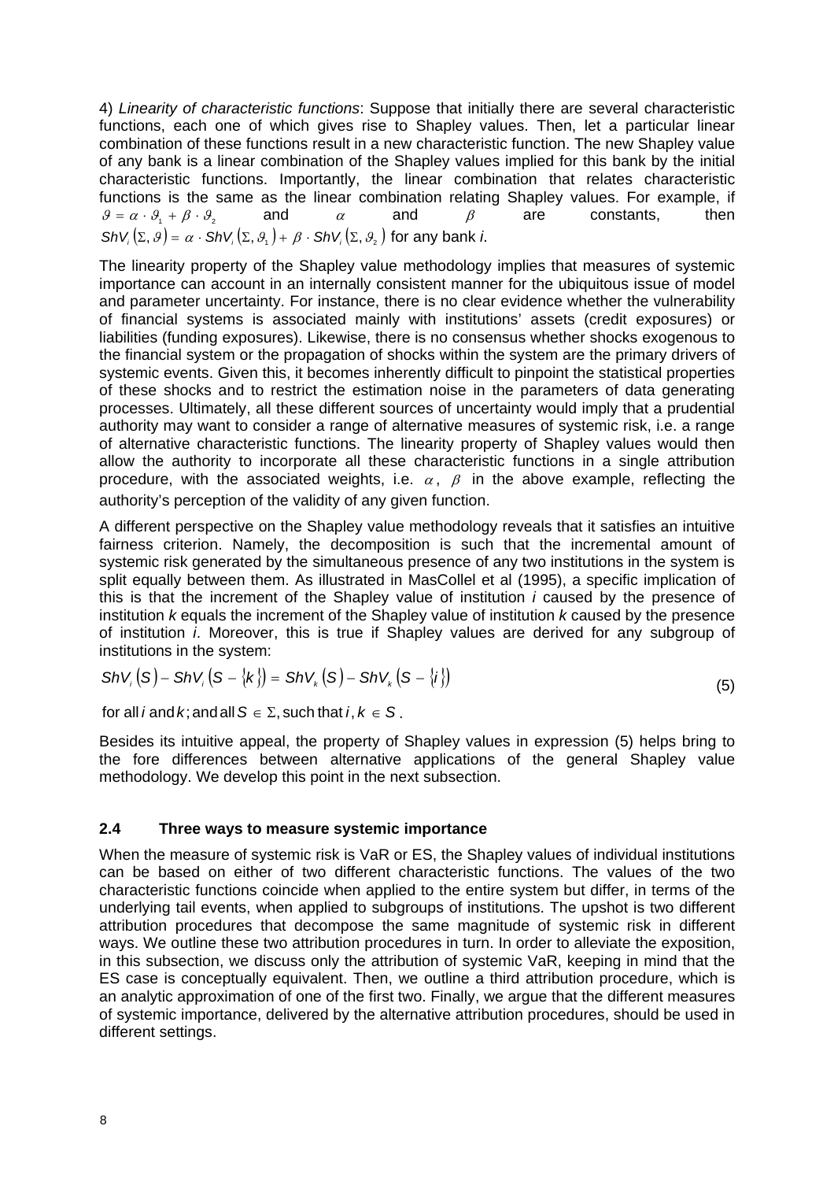4) *Linearity of characteristic functions*: Suppose that initially there are several characteristic functions, each one of which gives rise to Shapley values. Then, let a particular linear combination of these functions result in a new characteristic function. The new Shapley value of any bank is a linear combination of the Shapley values implied for this bank by the initial characteristic functions. Importantly, the linear combination that relates characteristic functions is the same as the linear combination relating Shapley values. For example, if $\vartheta = \alpha \cdot \vartheta_1 + \beta \cdot \vartheta_2$ and $\alpha$ and $\beta$ are constants, then $ShV_i(\Sigma, \vartheta) = \alpha \cdot ShV_i(\Sigma, \vartheta_1) + \beta \cdot ShV_i(\Sigma, \vartheta_2)$ for any bank *i*.

The linearity property of the Shapley value methodology implies that measures of systemic importance can account in an internally consistent manner for the ubiquitous issue of model and parameter uncertainty. For instance, there is no clear evidence whether the vulnerability of financial systems is associated mainly with institutions' assets (credit exposures) or liabilities (funding exposures). Likewise, there is no consensus whether shocks exogenous to the financial system or the propagation of shocks within the system are the primary drivers of systemic events. Given this, it becomes inherently difficult to pinpoint the statistical properties of these shocks and to restrict the estimation noise in the parameters of data generating processes. Ultimately, all these different sources of uncertainty would imply that a prudential authority may want to consider a range of alternative measures of systemic risk, i.e. a range of alternative characteristic functions. The linearity property of Shapley values would then allow the authority to incorporate all these characteristic functions in a single attribution procedure, with the associated weights, i.e. $\alpha$, $\beta$ in the above example, reflecting the authority's perception of the validity of any given function.

A different perspective on the Shapley value methodology reveals that it satisfies an intuitive fairness criterion. Namely, the decomposition is such that the incremental amount of systemic risk generated by the simultaneous presence of any two institutions in the system is split equally between them. As illustrated in MasCollel et al (1995), a specific implication of this is that the increment of the Shapley value of institution *i* caused by the presence of institution *k* equals the increment of the Shapley value of institution *k* caused by the presence of institution *i*. Moreover, this is true if Shapley values are derived for any subgroup of institutions in the system:

$$ShV_i(S) - ShV_i(S - \{k\}) = ShV_k(S) - ShV_k(S - \{i\}) \tag{5}$$

for all $i$ and $k$; and all $S \in \Sigma$, such that $i, k \in S$.

Besides its intuitive appeal, the property of Shapley values in expression (5) helps bring to the fore differences between alternative applications of the general Shapley value methodology. We develop this point in the next subsection.

### 2.4 Three ways to measure systemic importance

When the measure of systemic risk is VaR or ES, the Shapley values of individual institutions can be based on either of two different characteristic functions. The values of the two characteristic functions coincide when applied to the entire system but differ, in terms of the underlying tail events, when applied to subgroups of institutions. The upshot is two different attribution procedures that decompose the same magnitude of systemic risk in different ways. We outline these two attribution procedures in turn. In order to alleviate the exposition, in this subsection, we discuss only the attribution of systemic VaR, keeping in mind that the ES case is conceptually equivalent. Then, we outline a third attribution procedure, which is an analytic approximation of one of the first two. Finally, we argue that the different measures of systemic importance, delivered by the alternative attribution procedures, should be used in different settings.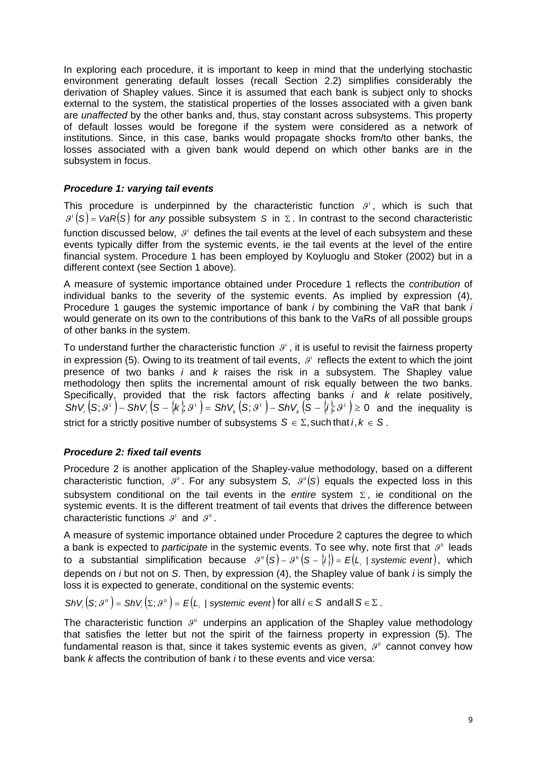In exploring each procedure, it is important to keep in mind that the underlying stochastic environment generating default losses (recall Section 2.2) simplifies considerably the derivation of Shapley values. Since it is assumed that each bank is subject only to shocks external to the system, the statistical properties of the losses associated with a given bank are *unaffected* by the other banks and, thus, stay constant across subsystems. This property of default losses would be foregone if the system were considered as a network of institutions. Since, in this case, banks would propagate shocks from/to other banks, the losses associated with a given bank would depend on which other banks are in the subsystem in focus.

### *Procedure 1: varying tail events*

This procedure is underpinned by the characteristic function $\vartheta^{\mathrm{I}}$, which is such that $\vartheta^{\mathrm{I}}(S) = VaR(S)$ for *any* possible subsystem $S$ in $\Sigma$. In contrast to the second characteristic function discussed below, $\vartheta^{\mathrm{I}}$ defines the tail events at the level of each subsystem and these events typically differ from the systemic events, ie the tail events at the level of the entire financial system. Procedure 1 has been employed by Koyluoglu and Stoker (2002) but in a different context (see Section 1 above).

A measure of systemic importance obtained under Procedure 1 reflects the *contribution* of individual banks to the severity of the systemic events. As implied by expression (4), Procedure 1 gauges the systemic importance of bank $i$ by combining the VaR that bank $i$ would generate on its own to the contributions of this bank to the VaRs of all possible groups of other banks in the system.

To understand further the characteristic function $\vartheta^{\mathrm{I}}$, it is useful to revisit the fairness property in expression (5). Owing to its treatment of tail events, $\vartheta^{\mathrm{I}}$ reflects the extent to which the joint presence of two banks $i$ and $k$ raises the risk in a subsystem. The Shapley value methodology then splits the incremental amount of risk equally between the two banks. Specifically, provided that the risk factors affecting banks $i$ and $k$ relate positively, $ShV_i(S;\vartheta^{\mathrm{I}}) - ShV_i(S - \{k\};\vartheta^{\mathrm{I}}) = ShV_k(S;\vartheta^{\mathrm{I}}) - ShV_k(S - \{i\};\vartheta^{\mathrm{I}}) \geq 0$ and the inequality is strict for a strictly positive number of subsystems $S \in \Sigma$, such that $i, k \in S$.

### *Procedure 2: fixed tail events*

Procedure 2 is another application of the Shapley-value methodology, based on a different characteristic function, $\vartheta^{\mathrm{II}}$. For any subsystem $S$, $\vartheta^{\mathrm{II}}(S)$ equals the expected loss in this subsystem conditional on the tail events in the *entire* system $\Sigma$, ie conditional on the systemic events. It is the different treatment of tail events that drives the difference between characteristic functions $\vartheta^{\mathrm{I}}$ and $\vartheta^{\mathrm{II}}$.

A measure of systemic importance obtained under Procedure 2 captures the degree to which a bank is expected to *participate* in the systemic events. To see why, note first that $\vartheta^{\mathrm{II}}$ leads to a substantial simplification because $\vartheta^{\mathrm{II}}(S) - \vartheta^{\mathrm{II}}(S - \{i\}) = E(L_i \mid \textit{systemic event})$, which depends on $i$ but not on $S$. Then, by expression (4), the Shapley value of bank $i$ is simply the loss it is expected to generate, conditional on the systemic events:

$$ShV_i(S;\vartheta^{\mathrm{II}}) = ShV_i(\Sigma;\vartheta^{\mathrm{II}}) = E(L_i \mid \textit{systemic event}) \text{ for all } i \in S \text{ and all } S \in \Sigma.$$

The characteristic function $\vartheta^{\mathrm{II}}$ underpins an application of the Shapley value methodology that satisfies the letter but not the spirit of the fairness property in expression (5). The fundamental reason is that, since it takes systemic events as given, $\vartheta^{\mathrm{II}}$ cannot convey how bank $k$ affects the contribution of bank $i$ to these events and vice versa: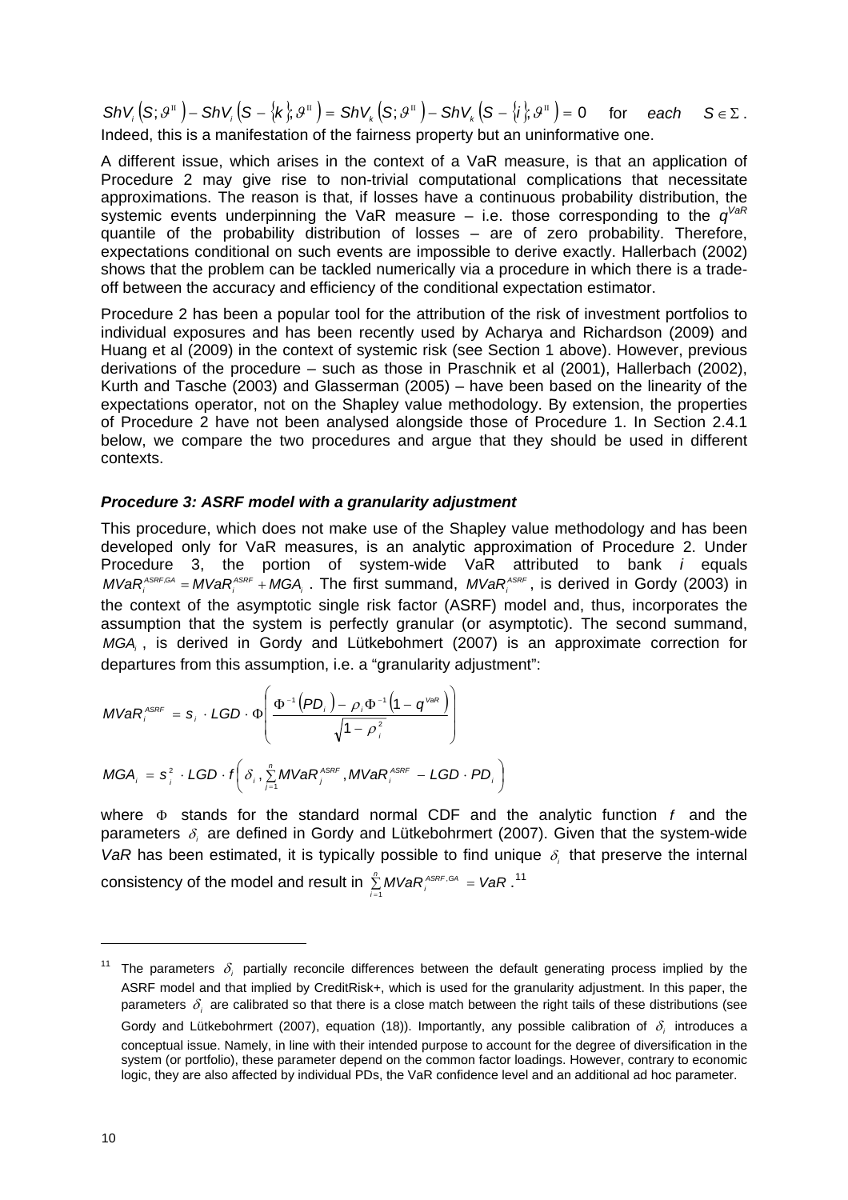$ShV_i(S;\vartheta^{II}) - ShV_i(S-\{k\};\vartheta^{II}) = ShV_k(S;\vartheta^{II}) - ShV_k(S-\{i\};\vartheta^{II}) = 0$ for *each* $S \in \Sigma$. Indeed, this is a manifestation of the fairness property but an uninformative one.

A different issue, which arises in the context of a VaR measure, is that an application of Procedure 2 may give rise to non-trivial computational complications that necessitate approximations. The reason is that, if losses have a continuous probability distribution, the systemic events underpinning the VaR measure – i.e. those corresponding to the $q^{VaR}$ quantile of the probability distribution of losses – are of zero probability. Therefore, expectations conditional on such events are impossible to derive exactly. Hallerbach (2002) shows that the problem can be tackled numerically via a procedure in which there is a trade-off between the accuracy and efficiency of the conditional expectation estimator.

Procedure 2 has been a popular tool for the attribution of the risk of investment portfolios to individual exposures and has been recently used by Acharya and Richardson (2009) and Huang et al (2009) in the context of systemic risk (see Section 1 above). However, previous derivations of the procedure – such as those in Praschnik et al (2001), Hallerbach (2002), Kurth and Tasche (2003) and Glasserman (2005) – have been based on the linearity of the expectations operator, not on the Shapley value methodology. By extension, the properties of Procedure 2 have not been analysed alongside those of Procedure 1. In Section 2.4.1 below, we compare the two procedures and argue that they should be used in different contexts.

***Procedure 3: ASRF model with a granularity adjustment***

This procedure, which does not make use of the Shapley value methodology and has been developed only for VaR measures, is an analytic approximation of Procedure 2. Under Procedure 3, the portion of system-wide VaR attributed to bank *i* equals $MVaR_i^{ASRF,GA} = MVaR_i^{ASRF} + MGA_i$. The first summand, $MVaR_i^{ASRF}$, is derived in Gordy (2003) in the context of the asymptotic single risk factor (ASRF) model and, thus, incorporates the assumption that the system is perfectly granular (or asymptotic). The second summand, $MGA_i$, is derived in Gordy and Lütkebohmert (2007) is an approximate correction for departures from this assumption, i.e. a "granularity adjustment":

$$MVaR_i^{ASRF} = s_i \cdot LGD \cdot \Phi\left(\frac{\Phi^{-1}(PD_i) - \rho_i \Phi^{-1}(1-q^{VaR})}{\sqrt{1-\rho_i^2}}\right)$$

$$MGA_i = s_i^2 \cdot LGD \cdot f\left(\delta_i, \sum_{j=1}^{n} MVaR_j^{ASRF}, MVaR_i^{ASRF} - LGD \cdot PD_i\right)$$

where $\Phi$ stands for the standard normal CDF and the analytic function $f$ and the parameters $\delta_i$ are defined in Gordy and Lütkebohmert (2007). Given that the system-wide *VaR* has been estimated, it is typically possible to find unique $\delta_i$ that preserve the internal consistency of the model and result in $\sum_{i=1}^{n} MVaR_i^{ASRF,GA} = VaR$.[11]

[11] The parameters $\delta_i$ partially reconcile differences between the default generating process implied by the ASRF model and that implied by CreditRisk+, which is used for the granularity adjustment. In this paper, the parameters $\delta_i$ are calibrated so that there is a close match between the right tails of these distributions (see Gordy and Lütkebohmert (2007), equation (18)). Importantly, any possible calibration of $\delta_i$ introduces a conceptual issue. Namely, in line with their intended purpose to account for the degree of diversification in the system (or portfolio), these parameter depend on the common factor loadings. However, contrary to economic logic, they are also affected by individual PDs, the VaR confidence level and an additional ad hoc parameter.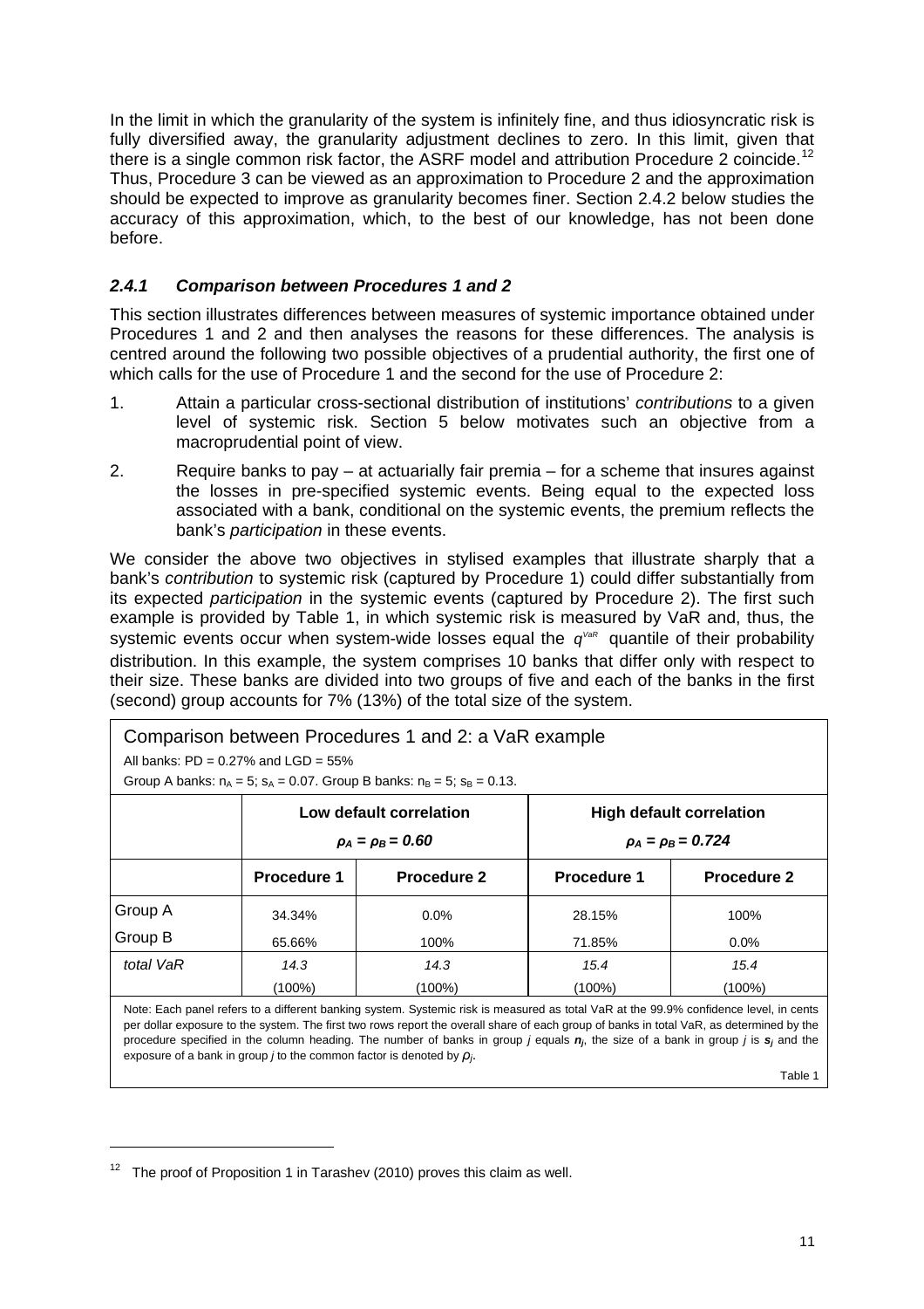In the limit in which the granularity of the system is infinitely fine, and thus idiosyncratic risk is fully diversified away, the granularity adjustment declines to zero. In this limit, given that there is a single common risk factor, the ASRF model and attribution Procedure 2 coincide.[12] Thus, Procedure 3 can be viewed as an approximation to Procedure 2 and the approximation should be expected to improve as granularity becomes finer. Section 2.4.2 below studies the accuracy of this approximation, which, to the best of our knowledge, has not been done before.

### *2.4.1 Comparison between Procedures 1 and 2*

This section illustrates differences between measures of systemic importance obtained under Procedures 1 and 2 and then analyses the reasons for these differences. The analysis is centred around the following two possible objectives of a prudential authority, the first one of which calls for the use of Procedure 1 and the second for the use of Procedure 2:

1. Attain a particular cross-sectional distribution of institutions' *contributions* to a given level of systemic risk. Section 5 below motivates such an objective from a macroprudential point of view.
2. Require banks to pay – at actuarially fair premia – for a scheme that insures against the losses in pre-specified systemic events. Being equal to the expected loss associated with a bank, conditional on the systemic events, the premium reflects the bank's *participation* in these events.

We consider the above two objectives in stylised examples that illustrate sharply that a bank's *contribution* to systemic risk (captured by Procedure 1) could differ substantially from its expected *participation* in the systemic events (captured by Procedure 2). The first such example is provided by Table 1, in which systemic risk is measured by VaR and, thus, the systemic events occur when system-wide losses equal the $q^{VaR}$ quantile of their probability distribution. In this example, the system comprises 10 banks that differ only with respect to their size. These banks are divided into two groups of five and each of the banks in the first (second) group accounts for 7% (13%) of the total size of the system.

Comparison between Procedures 1 and 2: a VaR example

All banks: PD = 0.27% and LGD = 55%

Group A banks: $n_A = 5$; $s_A = 0.07$. Group B banks: $n_B = 5$; $s_B = 0.13$.

| | Low default correlation $\rho_A = \rho_B = 0.60$ | | High default correlation $\rho_A = \rho_B = 0.724$ | |
|---|---|---|---|---|
| | **Procedure 1** | **Procedure 2** | **Procedure 1** | **Procedure 2** |
| Group A | 34.34% | 0.0% | 28.15% | 100% |
| Group B | 65.66% | 100% | 71.85% | 0.0% |
| *total VaR* | *14.3* (100%) | *14.3* (100%) | *15.4* (100%) | *15.4* (100%) |

Note: Each panel refers to a different banking system. Systemic risk is measured as total VaR at the 99.9% confidence level, in cents per dollar exposure to the system. The first two rows report the overall share of each group of banks in total VaR, as determined by the procedure specified in the column heading. The number of banks in group $j$ equals $n_j$, the size of a bank in group $j$ is $s_j$ and the exposure of a bank in group $j$ to the common factor is denoted by $\rho_j$.

Table 1

[12] The proof of Proposition 1 in Tarashev (2010) proves this claim as well.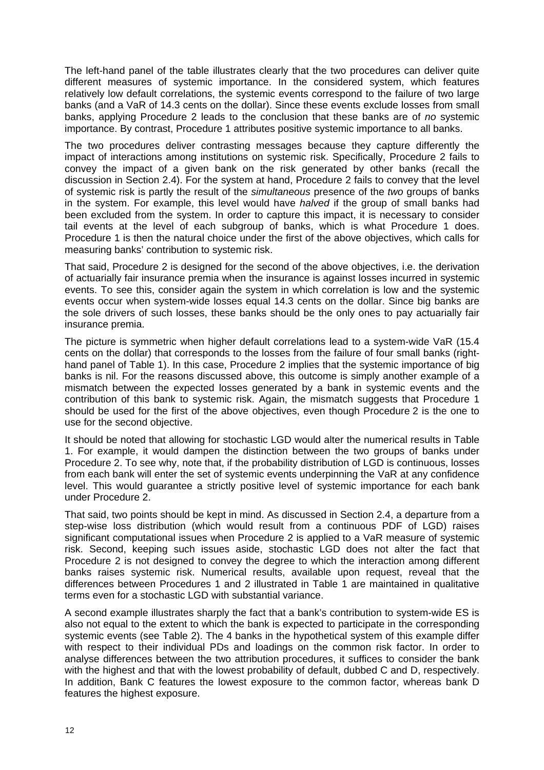The left-hand panel of the table illustrates clearly that the two procedures can deliver quite different measures of systemic importance. In the considered system, which features relatively low default correlations, the systemic events correspond to the failure of two large banks (and a VaR of 14.3 cents on the dollar). Since these events exclude losses from small banks, applying Procedure 2 leads to the conclusion that these banks are of *no* systemic importance. By contrast, Procedure 1 attributes positive systemic importance to all banks.

The two procedures deliver contrasting messages because they capture differently the impact of interactions among institutions on systemic risk. Specifically, Procedure 2 fails to convey the impact of a given bank on the risk generated by other banks (recall the discussion in Section 2.4). For the system at hand, Procedure 2 fails to convey that the level of systemic risk is partly the result of the *simultaneous* presence of the *two* groups of banks in the system. For example, this level would have *halved* if the group of small banks had been excluded from the system. In order to capture this impact, it is necessary to consider tail events at the level of each subgroup of banks, which is what Procedure 1 does. Procedure 1 is then the natural choice under the first of the above objectives, which calls for measuring banks' contribution to systemic risk.

That said, Procedure 2 is designed for the second of the above objectives, i.e. the derivation of actuarially fair insurance premia when the insurance is against losses incurred in systemic events. To see this, consider again the system in which correlation is low and the systemic events occur when system-wide losses equal 14.3 cents on the dollar. Since big banks are the sole drivers of such losses, these banks should be the only ones to pay actuarially fair insurance premia.

The picture is symmetric when higher default correlations lead to a system-wide VaR (15.4 cents on the dollar) that corresponds to the losses from the failure of four small banks (right-hand panel of Table 1). In this case, Procedure 2 implies that the systemic importance of big banks is nil. For the reasons discussed above, this outcome is simply another example of a mismatch between the expected losses generated by a bank in systemic events and the contribution of this bank to systemic risk. Again, the mismatch suggests that Procedure 1 should be used for the first of the above objectives, even though Procedure 2 is the one to use for the second objective.

It should be noted that allowing for stochastic LGD would alter the numerical results in Table 1. For example, it would dampen the distinction between the two groups of banks under Procedure 2. To see why, note that, if the probability distribution of LGD is continuous, losses from each bank will enter the set of systemic events underpinning the VaR at any confidence level. This would guarantee a strictly positive level of systemic importance for each bank under Procedure 2.

That said, two points should be kept in mind. As discussed in Section 2.4, a departure from a step-wise loss distribution (which would result from a continuous PDF of LGD) raises significant computational issues when Procedure 2 is applied to a VaR measure of systemic risk. Second, keeping such issues aside, stochastic LGD does not alter the fact that Procedure 2 is not designed to convey the degree to which the interaction among different banks raises systemic risk. Numerical results, available upon request, reveal that the differences between Procedures 1 and 2 illustrated in Table 1 are maintained in qualitative terms even for a stochastic LGD with substantial variance.

A second example illustrates sharply the fact that a bank's contribution to system-wide ES is also not equal to the extent to which the bank is expected to participate in the corresponding systemic events (see Table 2). The 4 banks in the hypothetical system of this example differ with respect to their individual PDs and loadings on the common risk factor. In order to analyse differences between the two attribution procedures, it suffices to consider the bank with the highest and that with the lowest probability of default, dubbed C and D, respectively. In addition, Bank C features the lowest exposure to the common factor, whereas bank D features the highest exposure.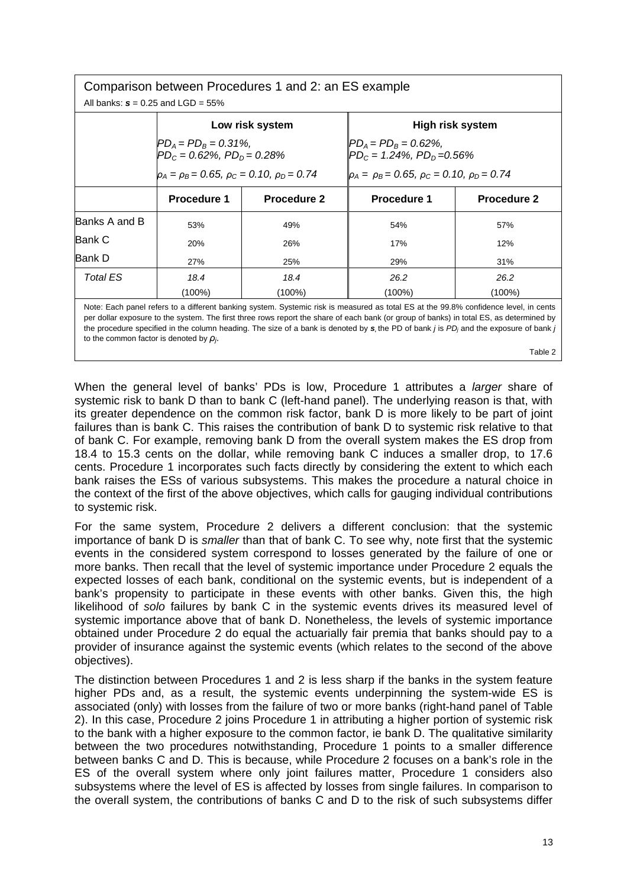Comparison between Procedures 1 and 2: an ES example

All banks: $s = 0.25$ and LGD = 55%

| | Low risk system | | High risk system | |
|---|---|---|---|---|
| | $PD_A = PD_B = 0.31\%$, $PD_C = 0.62\%$, $PD_D = 0.28\%$; $\rho_A = \rho_B = 0.65$, $\rho_C = 0.10$, $\rho_D = 0.74$ | | $PD_A = PD_B = 0.62\%$, $PD_C = 1.24\%$, $PD_D = 0.56\%$; $\rho_A = \rho_B = 0.65$, $\rho_C = 0.10$, $\rho_D = 0.74$ | |
| | **Procedure 1** | **Procedure 2** | **Procedure 1** | **Procedure 2** |
| Banks A and B | 53% | 49% | 54% | 57% |
| Bank C | 20% | 26% | 17% | 12% |
| Bank D | 27% | 25% | 29% | 31% |
| *Total ES* | *18.4* (100%) | *18.4* (100%) | *26.2* (100%) | *26.2* (100%) |

Note: Each panel refers to a different banking system. Systemic risk is measured as total ES at the 99.8% confidence level, in cents per dollar exposure to the system. The first three rows report the share of each bank (or group of banks) in total ES, as determined by the procedure specified in the column heading. The size of a bank is denoted by $s$, the PD of bank $j$ is $PD_j$ and the exposure of bank $j$ to the common factor is denoted by $\rho_j$.

Table 2

When the general level of banks' PDs is low, Procedure 1 attributes a *larger* share of systemic risk to bank D than to bank C (left-hand panel). The underlying reason is that, with its greater dependence on the common risk factor, bank D is more likely to be part of joint failures than is bank C. This raises the contribution of bank D to systemic risk relative to that of bank C. For example, removing bank D from the overall system makes the ES drop from 18.4 to 15.3 cents on the dollar, while removing bank C induces a smaller drop, to 17.6 cents. Procedure 1 incorporates such facts directly by considering the extent to which each bank raises the ESs of various subsystems. This makes the procedure a natural choice in the context of the first of the above objectives, which calls for gauging individual contributions to systemic risk.

For the same system, Procedure 2 delivers a different conclusion: that the systemic importance of bank D is *smaller* than that of bank C. To see why, note first that the systemic events in the considered system correspond to losses generated by the failure of one or more banks. Then recall that the level of systemic importance under Procedure 2 equals the expected losses of each bank, conditional on the systemic events, but is independent of a bank's propensity to participate in these events with other banks. Given this, the high likelihood of *solo* failures by bank C in the systemic events drives its measured level of systemic importance above that of bank D. Nonetheless, the levels of systemic importance obtained under Procedure 2 do equal the actuarially fair premia that banks should pay to a provider of insurance against the systemic events (which relates to the second of the above objectives).

The distinction between Procedures 1 and 2 is less sharp if the banks in the system feature higher PDs and, as a result, the systemic events underpinning the system-wide ES is associated (only) with losses from the failure of two or more banks (right-hand panel of Table 2). In this case, Procedure 2 joins Procedure 1 in attributing a higher portion of systemic risk to the bank with a higher exposure to the common factor, ie bank D. The qualitative similarity between the two procedures notwithstanding, Procedure 1 points to a smaller difference between banks C and D. This is because, while Procedure 2 focuses on a bank's role in the ES of the overall system where only joint failures matter, Procedure 1 considers also subsystems where the level of ES is affected by losses from single failures. In comparison to the overall system, the contributions of banks C and D to the risk of such subsystems differ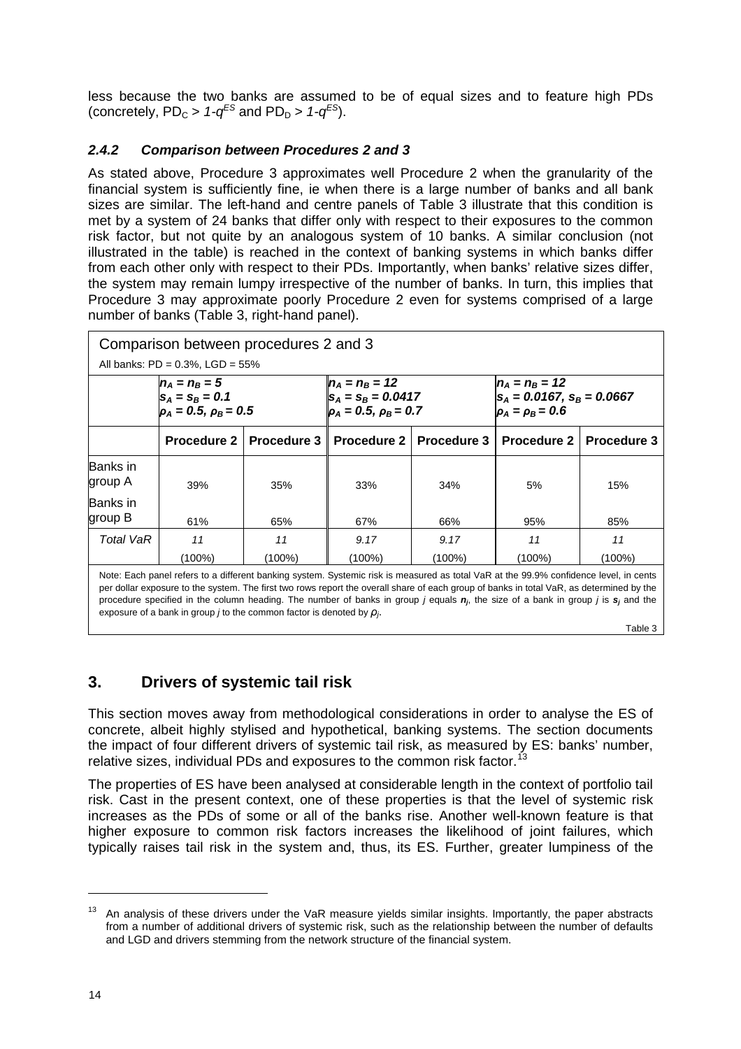less because the two banks are assumed to be of equal sizes and to feature high PDs (concretely, $PD_C > 1-q^{ES}$ and $PD_D > 1-q^{ES}$).

### *2.4.2 Comparison between Procedures 2 and 3*

As stated above, Procedure 3 approximates well Procedure 2 when the granularity of the financial system is sufficiently fine, ie when there is a large number of banks and all bank sizes are similar. The left-hand and centre panels of Table 3 illustrate that this condition is met by a system of 24 banks that differ only with respect to their exposures to the common risk factor, but not quite by an analogous system of 10 banks. A similar conclusion (not illustrated in the table) is reached in the context of banking systems in which banks differ from each other only with respect to their PDs. Importantly, when banks' relative sizes differ, the system may remain lumpy irrespective of the number of banks. In turn, this implies that Procedure 3 may approximate poorly Procedure 2 even for systems comprised of a large number of banks (Table 3, right-hand panel).

Comparison between procedures 2 and 3

All banks: PD = 0.3%, LGD = 55%

| | $n_A = n_B = 5$, $s_A = s_B = 0.1$, $\rho_A = 0.5$, $\rho_B = 0.5$ | | $n_A = n_B = 12$, $s_A = s_B = 0.0417$, $\rho_A = 0.5$, $\rho_B = 0.7$ | | $n_A = n_B = 12$, $s_A = 0.0167$, $s_B = 0.0667$, $\rho_A = \rho_B = 0.6$ | |
|---|---|---|---|---|---|---|
| | **Procedure 2** | **Procedure 3** | **Procedure 2** | **Procedure 3** | **Procedure 2** | **Procedure 3** |
| Banks in group A | 39% | 35% | 33% | 34% | 5% | 15% |
| Banks in group B | 61% | 65% | 67% | 66% | 95% | 85% |
| *Total VaR* | *11* (100%) | *11* (100%) | *9.17* (100%) | *9.17* (100%) | *11* (100%) | *11* (100%) |

Note: Each panel refers to a different banking system. Systemic risk is measured as total VaR at the 99.9% confidence level, in cents per dollar exposure to the system. The first two rows report the overall share of each group of banks in total VaR, as determined by the procedure specified in the column heading. The number of banks in group $j$ equals $n_j$, the size of a bank in group $j$ is $s_j$ and the exposure of a bank in group $j$ to the common factor is denoted by $\rho_j$.

Table 3

## 3. Drivers of systemic tail risk

This section moves away from methodological considerations in order to analyse the ES of concrete, albeit highly stylised and hypothetical, banking systems. The section documents the impact of four different drivers of systemic tail risk, as measured by ES: banks' number, relative sizes, individual PDs and exposures to the common risk factor.[13]

The properties of ES have been analysed at considerable length in the context of portfolio tail risk. Cast in the present context, one of these properties is that the level of systemic risk increases as the PDs of some or all of the banks rise. Another well-known feature is that higher exposure to common risk factors increases the likelihood of joint failures, which typically raises tail risk in the system and, thus, its ES. Further, greater lumpiness of the

[13] An analysis of these drivers under the VaR measure yields similar insights. Importantly, the paper abstracts from a number of additional drivers of systemic risk, such as the relationship between the number of defaults and LGD and drivers stemming from the network structure of the financial system.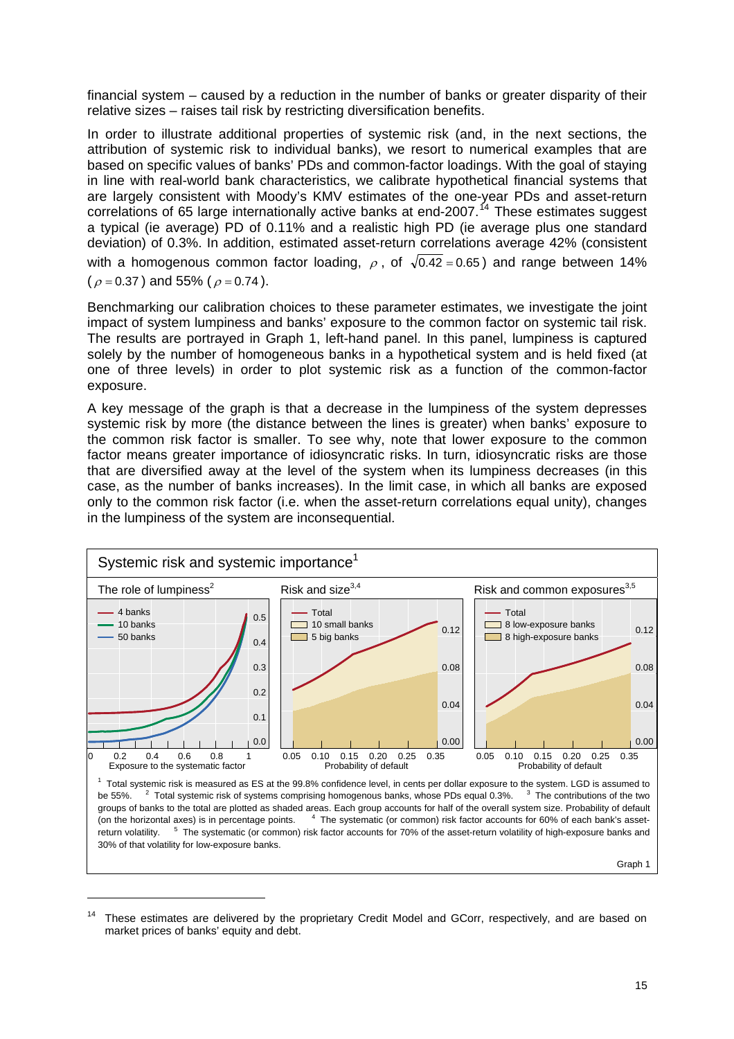financial system – caused by a reduction in the number of banks or greater disparity of their relative sizes – raises tail risk by restricting diversification benefits.

In order to illustrate additional properties of systemic risk (and, in the next sections, the attribution of systemic risk to individual banks), we resort to numerical examples that are based on specific values of banks' PDs and common-factor loadings. With the goal of staying in line with real-world bank characteristics, we calibrate hypothetical financial systems that are largely consistent with Moody's KMV estimates of the one-year PDs and asset-return correlations of 65 large internationally active banks at end-2007.[14] These estimates suggest a typical (ie average) PD of 0.11% and a realistic high PD (ie average plus one standard deviation) of 0.3%. In addition, estimated asset-return correlations average 42% (consistent with a homogenous common factor loading, $\rho$, of $\sqrt{0.42} = 0.65$) and range between 14% ($\rho = 0.37$) and 55% ($\rho = 0.74$).

Benchmarking our calibration choices to these parameter estimates, we investigate the joint impact of system lumpiness and banks' exposure to the common factor on systemic tail risk. The results are portrayed in Graph 1, left-hand panel. In this panel, lumpiness is captured solely by the number of homogeneous banks in a hypothetical system and is held fixed (at one of three levels) in order to plot systemic risk as a function of the common-factor exposure.

A key message of the graph is that a decrease in the lumpiness of the system depresses systemic risk by more (the distance between the lines is greater) when banks' exposure to the common risk factor is smaller. To see why, note that lower exposure to the common factor means greater importance of idiosyncratic risks. In turn, idiosyncratic risks are those that are diversified away at the level of the system when its lumpiness decreases (in this case, as the number of banks increases). In the limit case, in which all banks are exposed only to the common risk factor (i.e. when the asset-return correlations equal unity), changes in the lumpiness of the system are inconsequential.

**Systemic risk and systemic importance**[1]

The role of lumpiness[2] | Risk and size[3,4] | Risk and common exposures[3,5]

[1] Total systemic risk is measured as ES at the 99.8% confidence level, in cents per dollar exposure to the system. LGD is assumed to be 55%. [2] Total systemic risk of systems comprising homogenous banks, whose PDs equal 0.3%. [3] The contributions of the two groups of banks to the total are plotted as shaded areas. Each group accounts for half of the overall system size. Probability of default (on the horizontal axes) is in percentage points. [4] The systematic (or common) risk factor accounts for 60% of each bank's asset-return volatility. [5] The systematic (or common) risk factor accounts for 70% of the asset-return volatility of high-exposure banks and 30% of that volatility for low-exposure banks.

Graph 1

---

[14] These estimates are delivered by the proprietary Credit Model and GCorr, respectively, and are based on market prices of banks' equity and debt.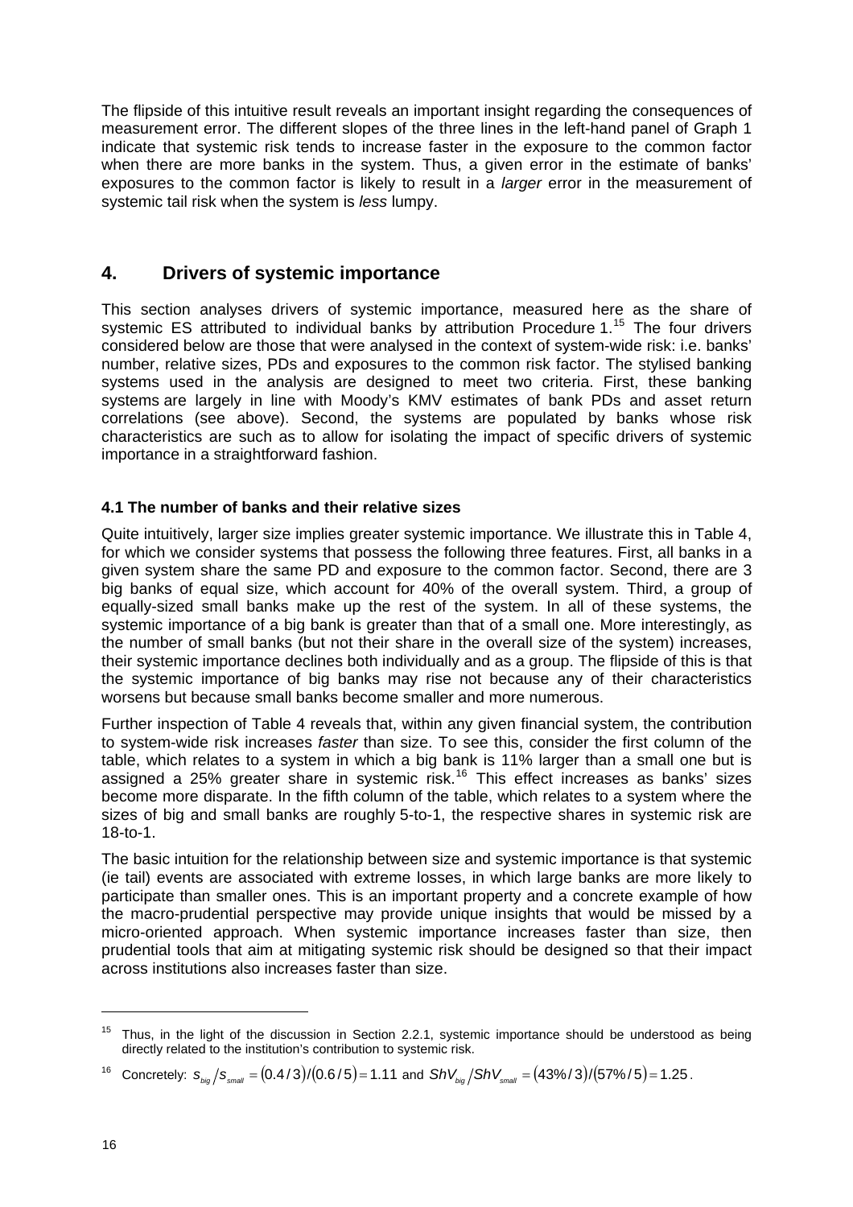The flipside of this intuitive result reveals an important insight regarding the consequences of measurement error. The different slopes of the three lines in the left-hand panel of Graph 1 indicate that systemic risk tends to increase faster in the exposure to the common factor when there are more banks in the system. Thus, a given error in the estimate of banks' exposures to the common factor is likely to result in a *larger* error in the measurement of systemic tail risk when the system is *less* lumpy.

## 4. Drivers of systemic importance

This section analyses drivers of systemic importance, measured here as the share of systemic ES attributed to individual banks by attribution Procedure 1.[15] The four drivers considered below are those that were analysed in the context of system-wide risk: i.e. banks' number, relative sizes, PDs and exposures to the common risk factor. The stylised banking systems used in the analysis are designed to meet two criteria. First, these banking systems are largely in line with Moody's KMV estimates of bank PDs and asset return correlations (see above). Second, the systems are populated by banks whose risk characteristics are such as to allow for isolating the impact of specific drivers of systemic importance in a straightforward fashion.

### 4.1 The number of banks and their relative sizes

Quite intuitively, larger size implies greater systemic importance. We illustrate this in Table 4, for which we consider systems that possess the following three features. First, all banks in a given system share the same PD and exposure to the common factor. Second, there are 3 big banks of equal size, which account for 40% of the overall system. Third, a group of equally-sized small banks make up the rest of the system. In all of these systems, the systemic importance of a big bank is greater than that of a small one. More interestingly, as the number of small banks (but not their share in the overall size of the system) increases, their systemic importance declines both individually and as a group. The flipside of this is that the systemic importance of big banks may rise not because any of their characteristics worsens but because small banks become smaller and more numerous.

Further inspection of Table 4 reveals that, within any given financial system, the contribution to system-wide risk increases *faster* than size. To see this, consider the first column of the table, which relates to a system in which a big bank is 11% larger than a small one but is assigned a 25% greater share in systemic risk.[16] This effect increases as banks' sizes become more disparate. In the fifth column of the table, which relates to a system where the sizes of big and small banks are roughly 5-to-1, the respective shares in systemic risk are 18-to-1.

The basic intuition for the relationship between size and systemic importance is that systemic (ie tail) events are associated with extreme losses, in which large banks are more likely to participate than smaller ones. This is an important property and a concrete example of how the macro-prudential perspective may provide unique insights that would be missed by a micro-oriented approach. When systemic importance increases faster than size, then prudential tools that aim at mitigating systemic risk should be designed so that their impact across institutions also increases faster than size.

---

[15] Thus, in the light of the discussion in Section 2.2.1, systemic importance should be understood as being directly related to the institution's contribution to systemic risk.

[16] Concretely: $s_{big}/s_{small} = (0.4/3)/(0.6/5) = 1.11$ and $ShV_{big}/ShV_{small} = (43\%/3)/(57\%/5) = 1.25$.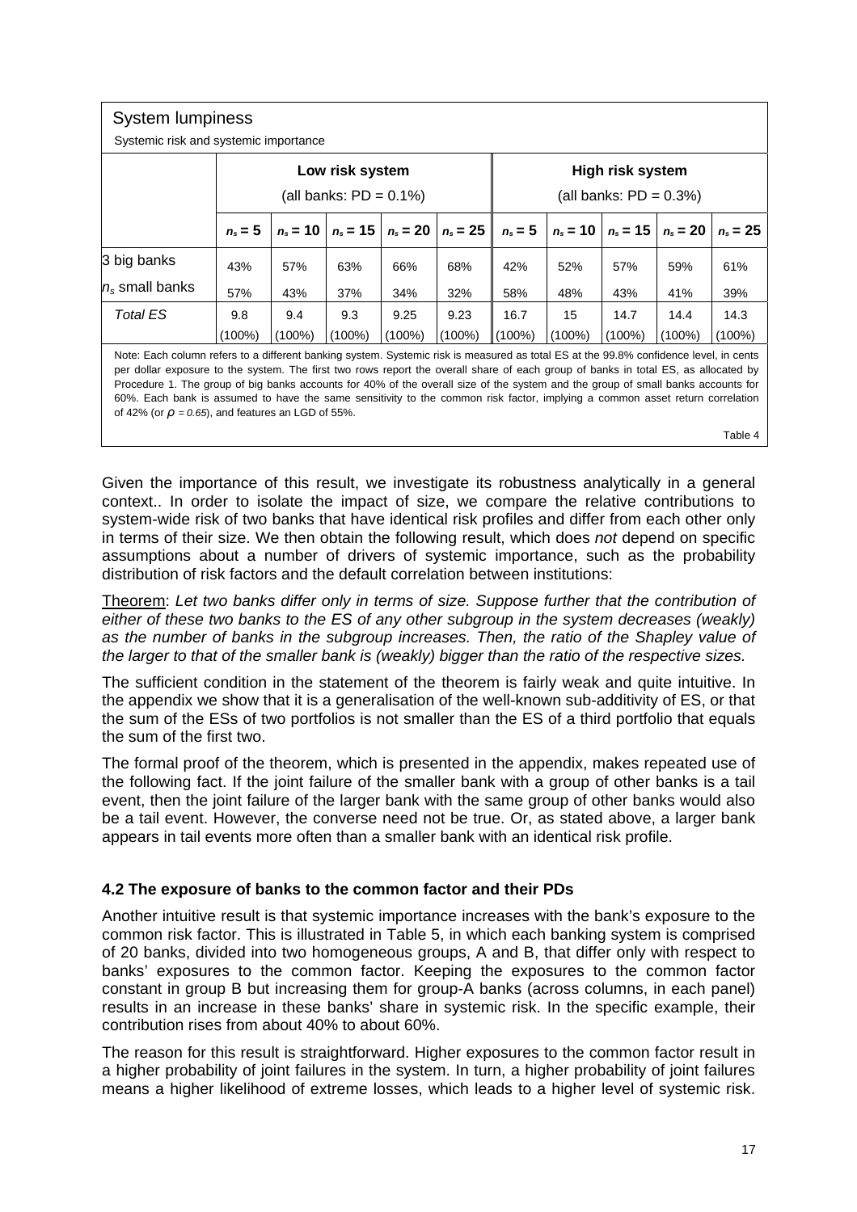**System lumpiness**

Systemic risk and systemic importance

| | Low risk system (all banks: PD = 0.1%) | | | | | High risk system (all banks: PD = 0.3%) | | | | |
|---|---|---|---|---|---|---|---|---|---|---|
| | $n_s = 5$ | $n_s = 10$ | $n_s = 15$ | $n_s = 20$ | $n_s = 25$ | $n_s = 5$ | $n_s = 10$ | $n_s = 15$ | $n_s = 20$ | $n_s = 25$ |
| 3 big banks | 43% | 57% | 63% | 66% | 68% | 42% | 52% | 57% | 59% | 61% |
| $n_s$ small banks | 57% | 43% | 37% | 34% | 32% | 58% | 48% | 43% | 41% | 39% |
| *Total ES* | 9.8 (100%) | 9.4 (100%) | 9.3 (100%) | 9.25 (100%) | 9.23 (100%) | 16.7 (100%) | 15 (100%) | 14.7 (100%) | 14.4 (100%) | 14.3 (100%) |

Note: Each column refers to a different banking system. Systemic risk is measured as total ES at the 99.8% confidence level, in cents per dollar exposure to the system. The first two rows report the overall share of each group of banks in total ES, as allocated by Procedure 1. The group of big banks accounts for 40% of the overall size of the system and the group of small banks accounts for 60%. Each bank is assumed to have the same sensitivity to the common risk factor, implying a common asset return correlation of 42% (or $\rho = 0.65$), and features an LGD of 55%.

Table 4

Given the importance of this result, we investigate its robustness analytically in a general context.. In order to isolate the impact of size, we compare the relative contributions to system-wide risk of two banks that have identical risk profiles and differ from each other only in terms of their size. We then obtain the following result, which does *not* depend on specific assumptions about a number of drivers of systemic importance, such as the probability distribution of risk factors and the default correlation between institutions:

Theorem: *Let two banks differ only in terms of size. Suppose further that the contribution of either of these two banks to the ES of any other subgroup in the system decreases (weakly) as the number of banks in the subgroup increases. Then, the ratio of the Shapley value of the larger to that of the smaller bank is (weakly) bigger than the ratio of the respective sizes.*

The sufficient condition in the statement of the theorem is fairly weak and quite intuitive. In the appendix we show that it is a generalisation of the well-known sub-additivity of ES, or that the sum of the ESs of two portfolios is not smaller than the ES of a third portfolio that equals the sum of the first two.

The formal proof of the theorem, which is presented in the appendix, makes repeated use of the following fact. If the joint failure of the smaller bank with a group of other banks is a tail event, then the joint failure of the larger bank with the same group of other banks would also be a tail event. However, the converse need not be true. Or, as stated above, a larger bank appears in tail events more often than a smaller bank with an identical risk profile.

### 4.2 The exposure of banks to the common factor and their PDs

Another intuitive result is that systemic importance increases with the bank's exposure to the common risk factor. This is illustrated in Table 5, in which each banking system is comprised of 20 banks, divided into two homogeneous groups, A and B, that differ only with respect to banks' exposures to the common factor. Keeping the exposures to the common factor constant in group B but increasing them for group-A banks (across columns, in each panel) results in an increase in these banks' share in systemic risk. In the specific example, their contribution rises from about 40% to about 60%.

The reason for this result is straightforward. Higher exposures to the common factor result in a higher probability of joint failures in the system. In turn, a higher probability of joint failures means a higher likelihood of extreme losses, which leads to a higher level of systemic risk.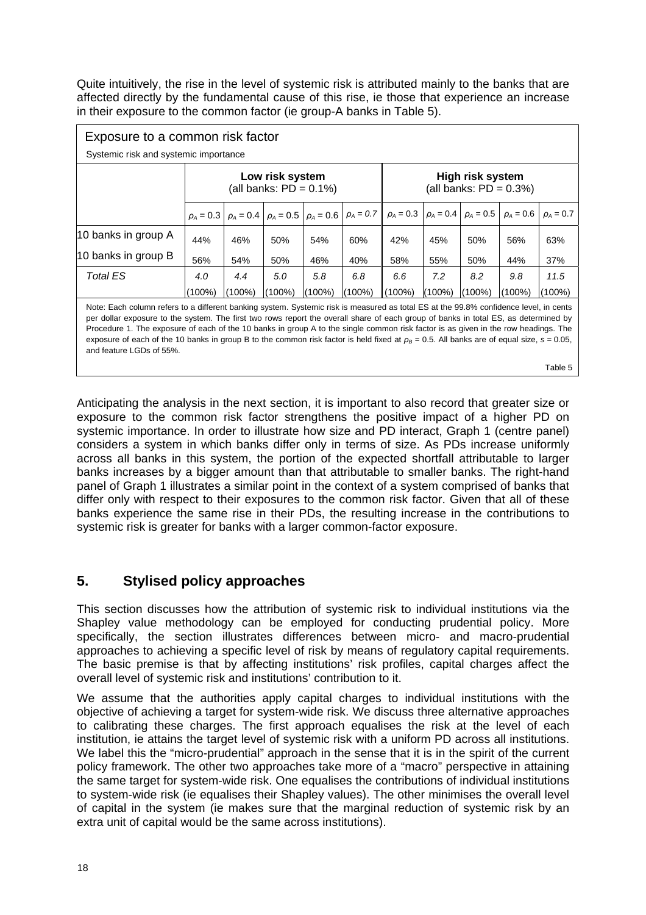Quite intuitively, the rise in the level of systemic risk is attributed mainly to the banks that are affected directly by the fundamental cause of this rise, ie those that experience an increase in their exposure to the common factor (ie group-A banks in Table 5).

Exposure to a common risk factor

Systemic risk and systemic importance

| | Low risk system (all banks: PD = 0.1%) | | | | | High risk system (all banks: PD = 0.3%) | | | | |
|---|---|---|---|---|---|---|---|---|---|---|
| | $\rho_A = 0.3$ | $\rho_A = 0.4$ | $\rho_A = 0.5$ | $\rho_A = 0.6$ | $\rho_A = 0.7$ | $\rho_A = 0.3$ | $\rho_A = 0.4$ | $\rho_A = 0.5$ | $\rho_A = 0.6$ | $\rho_A = 0.7$ |
| 10 banks in group A | 44% | 46% | 50% | 54% | 60% | 42% | 45% | 50% | 56% | 63% |
| 10 banks in group B | 56% | 54% | 50% | 46% | 40% | 58% | 55% | 50% | 44% | 37% |
| *Total ES* | *4.0* (100%) | *4.4* (100%) | *5.0* (100%) | *5.8* (100%) | *6.8* (100%) | *6.6* (100%) | *7.2* (100%) | *8.2* (100%) | *9.8* (100%) | *11.5* (100%) |

Note: Each column refers to a different banking system. Systemic risk is measured as total ES at the 99.8% confidence level, in cents per dollar exposure to the system. The first two rows report the overall share of each group of banks in total ES, as determined by Procedure 1. The exposure of each of the 10 banks in group A to the single common risk factor is as given in the row headings. The exposure of each of the 10 banks in group B to the common risk factor is held fixed at $\rho_B = 0.5$. All banks are of equal size, $s = 0.05$, and feature LGDs of 55%.

Table 5

Anticipating the analysis in the next section, it is important to also record that greater size or exposure to the common risk factor strengthens the positive impact of a higher PD on systemic importance. In order to illustrate how size and PD interact, Graph 1 (centre panel) considers a system in which banks differ only in terms of size. As PDs increase uniformly across all banks in this system, the portion of the expected shortfall attributable to larger banks increases by a bigger amount than that attributable to smaller banks. The right-hand panel of Graph 1 illustrates a similar point in the context of a system comprised of banks that differ only with respect to their exposures to the common risk factor. Given that all of these banks experience the same rise in their PDs, the resulting increase in the contributions to systemic risk is greater for banks with a larger common-factor exposure.

## 5. Stylised policy approaches

This section discusses how the attribution of systemic risk to individual institutions via the Shapley value methodology can be employed for conducting prudential policy. More specifically, the section illustrates differences between micro- and macro-prudential approaches to achieving a specific level of risk by means of regulatory capital requirements. The basic premise is that by affecting institutions' risk profiles, capital charges affect the overall level of systemic risk and institutions' contribution to it.

We assume that the authorities apply capital charges to individual institutions with the objective of achieving a target for system-wide risk. We discuss three alternative approaches to calibrating these charges. The first approach equalises the risk at the level of each institution, ie attains the target level of systemic risk with a uniform PD across all institutions. We label this the "micro-prudential" approach in the sense that it is in the spirit of the current policy framework. The other two approaches take more of a "macro" perspective in attaining the same target for system-wide risk. One equalises the contributions of individual institutions to system-wide risk (ie equalises their Shapley values). The other minimises the overall level of capital in the system (ie makes sure that the marginal reduction of systemic risk by an extra unit of capital would be the same across institutions).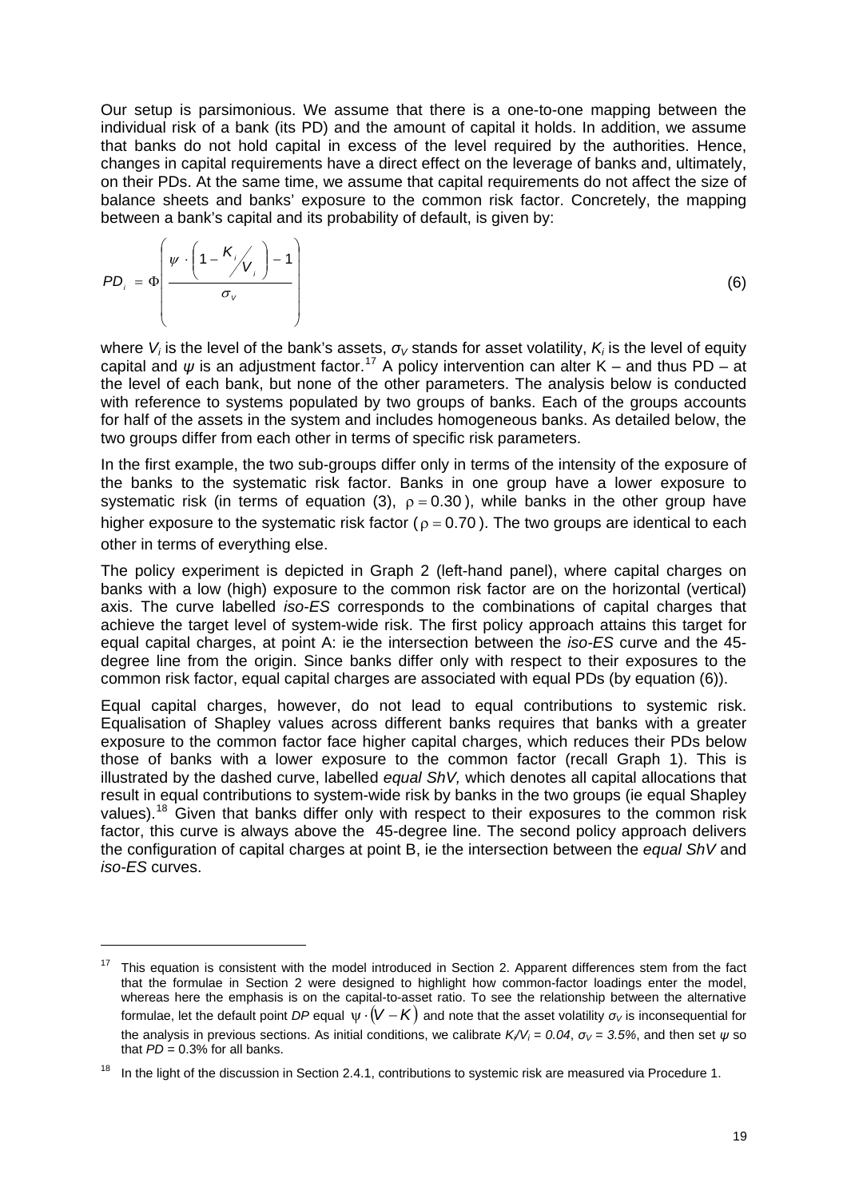Our setup is parsimonious. We assume that there is a one-to-one mapping between the individual risk of a bank (its PD) and the amount of capital it holds. In addition, we assume that banks do not hold capital in excess of the level required by the authorities. Hence, changes in capital requirements have a direct effect on the leverage of banks and, ultimately, on their PDs. At the same time, we assume that capital requirements do not affect the size of balance sheets and banks' exposure to the common risk factor. Concretely, the mapping between a bank's capital and its probability of default, is given by:

$$PD_i = \Phi\left(\frac{\psi \cdot \left(1 - K_i / V_i\right) - 1}{\sigma_V}\right) \tag{6}$$

where $V_i$ is the level of the bank's assets, $\sigma_V$ stands for asset volatility, $K_i$ is the level of equity capital and $\psi$ is an adjustment factor.[17] A policy intervention can alter K – and thus PD – at the level of each bank, but none of the other parameters. The analysis below is conducted with reference to systems populated by two groups of banks. Each of the groups accounts for half of the assets in the system and includes homogeneous banks. As detailed below, the two groups differ from each other in terms of specific risk parameters.

In the first example, the two sub-groups differ only in terms of the intensity of the exposure of the banks to the systematic risk factor. Banks in one group have a lower exposure to systematic risk (in terms of equation (3), $\rho = 0.30$), while banks in the other group have higher exposure to the systematic risk factor ($\rho = 0.70$). The two groups are identical to each other in terms of everything else.

The policy experiment is depicted in Graph 2 (left-hand panel), where capital charges on banks with a low (high) exposure to the common risk factor are on the horizontal (vertical) axis. The curve labelled *iso-ES* corresponds to the combinations of capital charges that achieve the target level of system-wide risk. The first policy approach attains this target for equal capital charges, at point A: ie the intersection between the *iso-ES* curve and the 45-degree line from the origin. Since banks differ only with respect to their exposures to the common risk factor, equal capital charges are associated with equal PDs (by equation (6)).

Equal capital charges, however, do not lead to equal contributions to systemic risk. Equalisation of Shapley values across different banks requires that banks with a greater exposure to the common factor face higher capital charges, which reduces their PDs below those of banks with a lower exposure to the common factor (recall Graph 1). This is illustrated by the dashed curve, labelled *equal ShV,* which denotes all capital allocations that result in equal contributions to system-wide risk by banks in the two groups (ie equal Shapley values).[18] Given that banks differ only with respect to their exposures to the common risk factor, this curve is always above the 45-degree line. The second policy approach delivers the configuration of capital charges at point B, ie the intersection between the *equal ShV* and *iso-ES* curves.

---

[17] This equation is consistent with the model introduced in Section 2. Apparent differences stem from the fact that the formulae in Section 2 were designed to highlight how common-factor loadings enter the model, whereas here the emphasis is on the capital-to-asset ratio. To see the relationship between the alternative formulae, let the default point *DP* equal $\psi \cdot (V - K)$ and note that the asset volatility $\sigma_V$ is inconsequential for the analysis in previous sections. As initial conditions, we calibrate $K_i/V_i = 0.04$, $\sigma_V = 3.5\%$, and then set $\psi$ so that $PD = 0.3\%$ for all banks.

[18] In the light of the discussion in Section 2.4.1, contributions to systemic risk are measured via Procedure 1.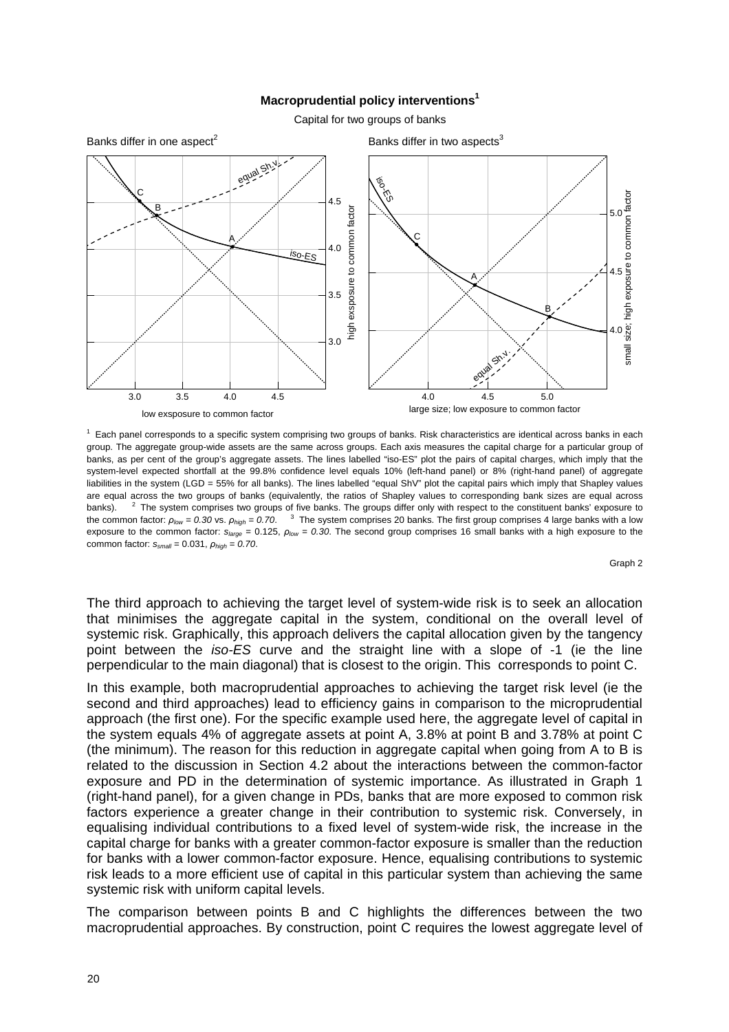**Macroprudential policy interventions**[1]

Capital for two groups of banks

Banks differ in one aspect[2]

Banks differ in two aspects[3]

[1] Each panel corresponds to a specific system comprising two groups of banks. Risk characteristics are identical across banks in each group. The aggregate group-wide assets are the same across groups. Each axis measures the capital charge for a particular group of banks, as per cent of the group's aggregate assets. The lines labelled "iso-ES" plot the pairs of capital charges, which imply that the system-level expected shortfall at the 99.8% confidence level equals 10% (left-hand panel) or 8% (right-hand panel) of aggregate liabilities in the system (LGD = 55% for all banks). The lines labelled "equal ShV" plot the capital pairs which imply that Shapley values are equal across the two groups of banks (equivalently, the ratios of Shapley values to corresponding bank sizes are equal across banks). [2] The system comprises two groups of five banks. The groups differ only with respect to the constituent banks' exposure to the common factor: $\rho_{low} = 0.30$ vs. $\rho_{high} = 0.70$. [3] The system comprises 20 banks. The first group comprises 4 large banks with a low exposure to the common factor: $s_{large} = 0.125$, $\rho_{low} = 0.30$. The second group comprises 16 small banks with a high exposure to the common factor: $s_{small} = 0.031$, $\rho_{high} = 0.70$.

Graph 2

The third approach to achieving the target level of system-wide risk is to seek an allocation that minimises the aggregate capital in the system, conditional on the overall level of systemic risk. Graphically, this approach delivers the capital allocation given by the tangency point between the *iso-ES* curve and the straight line with a slope of -1 (ie the line perpendicular to the main diagonal) that is closest to the origin. This corresponds to point C.

In this example, both macroprudential approaches to achieving the target risk level (ie the second and third approaches) lead to efficiency gains in comparison to the microprudential approach (the first one). For the specific example used here, the aggregate level of capital in the system equals 4% of aggregate assets at point A, 3.8% at point B and 3.78% at point C (the minimum). The reason for this reduction in aggregate capital when going from A to B is related to the discussion in Section 4.2 about the interactions between the common-factor exposure and PD in the determination of systemic importance. As illustrated in Graph 1 (right-hand panel), for a given change in PDs, banks that are more exposed to common risk factors experience a greater change in their contribution to systemic risk. Conversely, in equalising individual contributions to a fixed level of system-wide risk, the increase in the capital charge for banks with a greater common-factor exposure is smaller than the reduction for banks with a lower common-factor exposure. Hence, equalising contributions to systemic risk leads to a more efficient use of capital in this particular system than achieving the same systemic risk with uniform capital levels.

The comparison between points B and C highlights the differences between the two macroprudential approaches. By construction, point C requires the lowest aggregate level of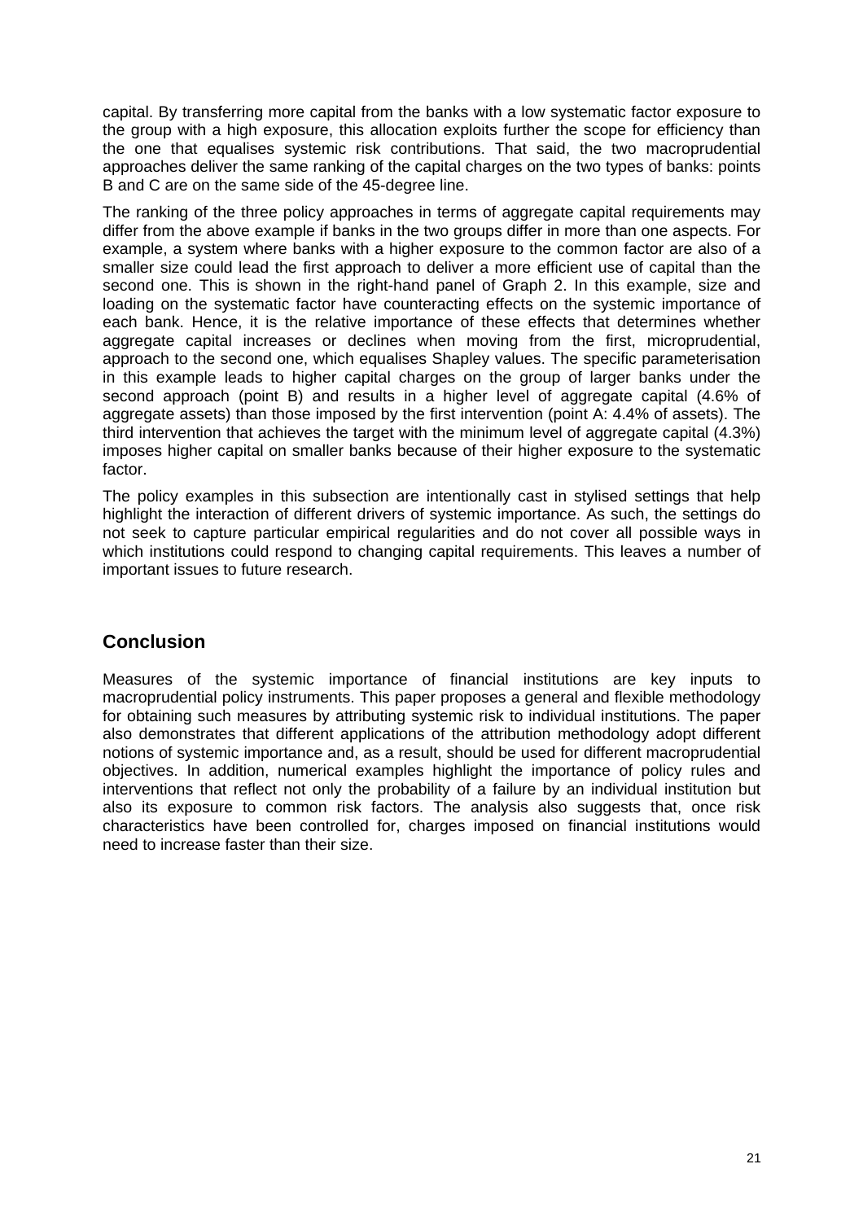capital. By transferring more capital from the banks with a low systematic factor exposure to the group with a high exposure, this allocation exploits further the scope for efficiency than the one that equalises systemic risk contributions. That said, the two macroprudential approaches deliver the same ranking of the capital charges on the two types of banks: points B and C are on the same side of the 45-degree line.

The ranking of the three policy approaches in terms of aggregate capital requirements may differ from the above example if banks in the two groups differ in more than one aspects. For example, a system where banks with a higher exposure to the common factor are also of a smaller size could lead the first approach to deliver a more efficient use of capital than the second one. This is shown in the right-hand panel of Graph 2. In this example, size and loading on the systematic factor have counteracting effects on the systemic importance of each bank. Hence, it is the relative importance of these effects that determines whether aggregate capital increases or declines when moving from the first, microprudential, approach to the second one, which equalises Shapley values. The specific parameterisation in this example leads to higher capital charges on the group of larger banks under the second approach (point B) and results in a higher level of aggregate capital (4.6% of aggregate assets) than those imposed by the first intervention (point A: 4.4% of assets). The third intervention that achieves the target with the minimum level of aggregate capital (4.3%) imposes higher capital on smaller banks because of their higher exposure to the systematic factor.

The policy examples in this subsection are intentionally cast in stylised settings that help highlight the interaction of different drivers of systemic importance. As such, the settings do not seek to capture particular empirical regularities and do not cover all possible ways in which institutions could respond to changing capital requirements. This leaves a number of important issues to future research.

## Conclusion

Measures of the systemic importance of financial institutions are key inputs to macroprudential policy instruments. This paper proposes a general and flexible methodology for obtaining such measures by attributing systemic risk to individual institutions. The paper also demonstrates that different applications of the attribution methodology adopt different notions of systemic importance and, as a result, should be used for different macroprudential objectives. In addition, numerical examples highlight the importance of policy rules and interventions that reflect not only the probability of a failure by an individual institution but also its exposure to common risk factors. The analysis also suggests that, once risk characteristics have been controlled for, charges imposed on financial institutions would need to increase faster than their size.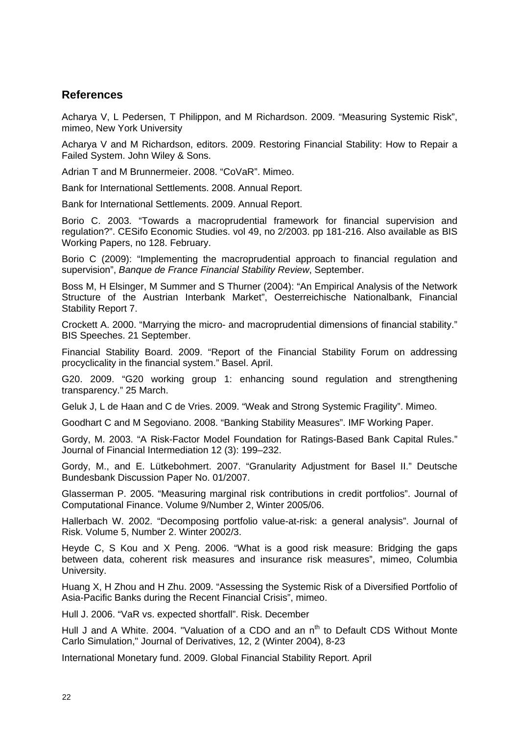## References

Acharya V, L Pedersen, T Philippon, and M Richardson. 2009. "Measuring Systemic Risk", mimeo, New York University

Acharya V and M Richardson, editors. 2009. Restoring Financial Stability: How to Repair a Failed System. John Wiley & Sons.

Adrian T and M Brunnermeier. 2008. "CoVaR". Mimeo.

Bank for International Settlements. 2008. Annual Report.

Bank for International Settlements. 2009. Annual Report.

Borio C. 2003. "Towards a macroprudential framework for financial supervision and regulation?". CESifo Economic Studies. vol 49, no 2/2003. pp 181-216. Also available as BIS Working Papers, no 128. February.

Borio C (2009): "Implementing the macroprudential approach to financial regulation and supervision", *Banque de France Financial Stability Review*, September.

Boss M, H Elsinger, M Summer and S Thurner (2004): "An Empirical Analysis of the Network Structure of the Austrian Interbank Market", Oesterreichische Nationalbank, Financial Stability Report 7.

Crockett A. 2000. "Marrying the micro- and macroprudential dimensions of financial stability." BIS Speeches. 21 September.

Financial Stability Board. 2009. "Report of the Financial Stability Forum on addressing procyclicality in the financial system." Basel. April.

G20. 2009. "G20 working group 1: enhancing sound regulation and strengthening transparency." 25 March.

Geluk J, L de Haan and C de Vries. 2009. "Weak and Strong Systemic Fragility". Mimeo.

Goodhart C and M Segoviano. 2008. "Banking Stability Measures". IMF Working Paper.

Gordy, M. 2003. "A Risk-Factor Model Foundation for Ratings-Based Bank Capital Rules." Journal of Financial Intermediation 12 (3): 199–232.

Gordy, M., and E. Lütkebohmert. 2007. "Granularity Adjustment for Basel II." Deutsche Bundesbank Discussion Paper No. 01/2007.

Glasserman P. 2005. "Measuring marginal risk contributions in credit portfolios". Journal of Computational Finance. Volume 9/Number 2, Winter 2005/06.

Hallerbach W. 2002. "Decomposing portfolio value-at-risk: a general analysis". Journal of Risk. Volume 5, Number 2. Winter 2002/3.

Heyde C, S Kou and X Peng. 2006. "What is a good risk measure: Bridging the gaps between data, coherent risk measures and insurance risk measures", mimeo, Columbia University.

Huang X, H Zhou and H Zhu. 2009. "Assessing the Systemic Risk of a Diversified Portfolio of Asia-Pacific Banks during the Recent Financial Crisis", mimeo.

Hull J. 2006. "VaR vs. expected shortfall". Risk. December

Hull J and A White. 2004. "Valuation of a CDO and an $n^{th}$ to Default CDS Without Monte Carlo Simulation," Journal of Derivatives, 12, 2 (Winter 2004), 8-23

International Monetary fund. 2009. Global Financial Stability Report. April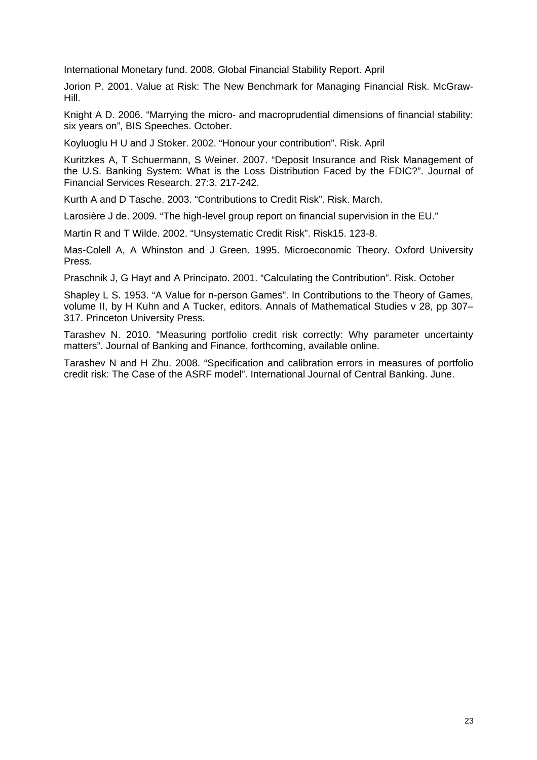International Monetary fund. 2008. Global Financial Stability Report. April

Jorion P. 2001. Value at Risk: The New Benchmark for Managing Financial Risk. McGraw-Hill.

Knight A D. 2006. “Marrying the micro- and macroprudential dimensions of financial stability: six years on”, BIS Speeches. October.

Koyluoglu H U and J Stoker. 2002. “Honour your contribution”. Risk. April

Kuritzkes A, T Schuermann, S Weiner. 2007. “Deposit Insurance and Risk Management of the U.S. Banking System: What is the Loss Distribution Faced by the FDIC?”. Journal of Financial Services Research. 27:3. 217-242.

Kurth A and D Tasche. 2003. “Contributions to Credit Risk”. Risk. March.

Larosière J de. 2009. “The high-level group report on financial supervision in the EU.”

Martin R and T Wilde. 2002. “Unsystematic Credit Risk”. Risk15. 123-8.

Mas-Colell A, A Whinston and J Green. 1995. Microeconomic Theory. Oxford University Press.

Praschnik J, G Hayt and A Principato. 2001. “Calculating the Contribution”. Risk. October

Shapley L S. 1953. “A Value for n-person Games”. In Contributions to the Theory of Games, volume II, by H Kuhn and A Tucker, editors. Annals of Mathematical Studies v 28, pp 307–317. Princeton University Press.

Tarashev N. 2010. “Measuring portfolio credit risk correctly: Why parameter uncertainty matters”. Journal of Banking and Finance, forthcoming, available online.

Tarashev N and H Zhu. 2008. “Specification and calibration errors in measures of portfolio credit risk: The Case of the ASRF model”. International Journal of Central Banking. June.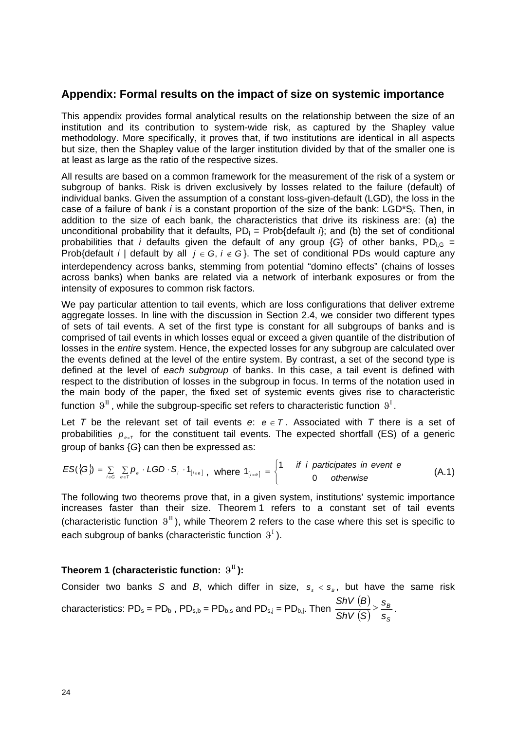## Appendix: Formal results on the impact of size on systemic importance

This appendix provides formal analytical results on the relationship between the size of an institution and its contribution to system-wide risk, as captured by the Shapley value methodology. More specifically, it proves that, if two institutions are identical in all aspects but size, then the Shapley value of the larger institution divided by that of the smaller one is at least as large as the ratio of the respective sizes.

All results are based on a common framework for the measurement of the risk of a system or subgroup of banks. Risk is driven exclusively by losses related to the failure (default) of individual banks. Given the assumption of a constant loss-given-default (LGD), the loss in the case of a failure of bank *i* is a constant proportion of the size of the bank: LGD\*$S_i$. Then, in addition to the size of each bank, the characteristics that drive its riskiness are: (a) the unconditional probability that it defaults, $PD_i$ = Prob{default *i*}; and (b) the set of conditional probabilities that *i* defaults given the default of any group {*G*} of other banks, $PD_{i,G}$ = Prob{default *i* | default by all $j \in G$, $i \notin G$}. The set of conditional PDs would capture any interdependency across banks, stemming from potential "domino effects" (chains of losses across banks) when banks are related via a network of interbank exposures or from the intensity of exposures to common risk factors.

We pay particular attention to tail events, which are loss configurations that deliver extreme aggregate losses. In line with the discussion in Section 2.4, we consider two different types of sets of tail events. A set of the first type is constant for all subgroups of banks and is comprised of tail events in which losses equal or exceed a given quantile of the distribution of losses in the *entire* system. Hence, the expected losses for any subgroup are calculated over the events defined at the level of the entire system. By contrast, a set of the second type is defined at the level of *each subgroup* of banks. In this case, a tail event is defined with respect to the distribution of losses in the subgroup in focus. In terms of the notation used in the main body of the paper, the fixed set of systemic events gives rise to characteristic function $\vartheta^{\mathrm{II}}$, while the subgroup-specific set refers to characteristic function $\vartheta^{\mathrm{I}}$.

Let *T* be the relevant set of tail events *e*: $e \in T$. Associated with *T* there is a set of probabilities $p_{e \in T}$ for the constituent tail events. The expected shortfall (ES) of a generic group of banks {*G*} can then be expressed as:

$$ES(\{G\}) = \sum_{i \in G} \sum_{e \in T} p_e \cdot LGD \cdot S_i \cdot 1_{[i \in e]}, \text{ where } 1_{[i \in e]} = \begin{cases} 1 & \text{if } i \text{ participates in event } e \\ 0 & \text{otherwise} \end{cases} \qquad \text{(A.1)}$$

The following two theorems prove that, in a given system, institutions' systemic importance increases faster than their size. Theorem 1 refers to a constant set of tail events (characteristic function $\vartheta^{\mathrm{II}}$), while Theorem 2 refers to the case where this set is specific to each subgroup of banks (characteristic function $\vartheta^{\mathrm{I}}$).

**Theorem 1 (characteristic function: $\vartheta^{\mathrm{II}}$):**

Consider two banks *S* and *B*, which differ in size, $s_s < s_B$, but have the same risk characteristics: $PD_s = PD_b$, $PD_{s,b} = PD_{b,s}$ and $PD_{s,j} = PD_{b,j}$. Then $\dfrac{ShV(B)}{ShV(S)} \geq \dfrac{s_B}{s_S}$.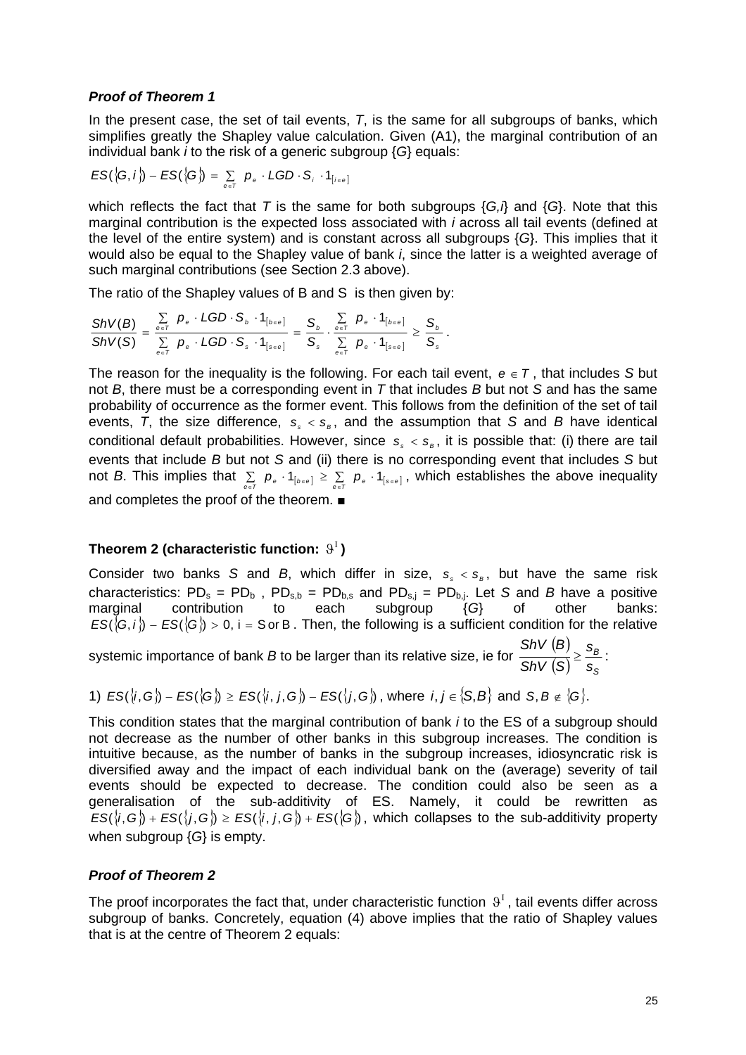***Proof of Theorem 1***

In the present case, the set of tail events, $T$, is the same for all subgroups of banks, which simplifies greatly the Shapley value calculation. Given (A1), the marginal contribution of an individual bank $i$ to the risk of a generic subgroup {$G$} equals:

$$ES(\{G,i\}) - ES(\{G\}) = \sum_{e \in T} p_e \cdot LGD \cdot S_i \cdot 1_{[i \in e]}$$

which reflects the fact that $T$ is the same for both subgroups {$G,i$} and {$G$}. Note that this marginal contribution is the expected loss associated with $i$ across all tail events (defined at the level of the entire system) and is constant across all subgroups {$G$}. This implies that it would also be equal to the Shapley value of bank $i$, since the latter is a weighted average of such marginal contributions (see Section 2.3 above).

The ratio of the Shapley values of B and S is then given by:

$$\frac{ShV(B)}{ShV(S)} = \frac{\sum_{e \in T} p_e \cdot LGD \cdot S_b \cdot 1_{[b \in e]}}{\sum_{e \in T} p_e \cdot LGD \cdot S_s \cdot 1_{[s \in e]}} = \frac{S_b}{S_s} \cdot \frac{\sum_{e \in T} p_e \cdot 1_{[b \in e]}}{\sum_{e \in T} p_e \cdot 1_{[s \in e]}} \geq \frac{S_b}{S_s}.$$

The reason for the inequality is the following. For each tail event, $e \in T$, that includes $S$ but not $B$, there must be a corresponding event in $T$ that includes $B$ but not $S$ and has the same probability of occurrence as the former event. This follows from the definition of the set of tail events, $T$, the size difference, $s_s < s_B$, and the assumption that $S$ and $B$ have identical conditional default probabilities. However, since $s_s < s_B$, it is possible that: (i) there are tail events that include $B$ but not $S$ and (ii) there is no corresponding event that includes $S$ but not $B$. This implies that $\sum_{e \in T} p_e \cdot 1_{[b \in e]} \geq \sum_{e \in T} p_e \cdot 1_{[s \in e]}$, which establishes the above inequality and completes the proof of the theorem. ■

**Theorem 2 (characteristic function: $\vartheta^{\mathrm{I}}$)**

Consider two banks $S$ and $B$, which differ in size, $s_s < s_B$, but have the same risk characteristics: $PD_s = PD_b$, $PD_{s,b} = PD_{b,s}$ and $PD_{s,j} = PD_{b,j}$. Let $S$ and $B$ have a positive marginal contribution to each subgroup {$G$} of other banks: $ES(\{G,i\}) - ES(\{G\}) > 0$, $i = S$ or $B$. Then, the following is a sufficient condition for the relative systemic importance of bank $B$ to be larger than its relative size, ie for $\frac{ShV(B)}{ShV(S)} \geq \frac{s_B}{s_S}$:

1) $ES(\{i,G\}) - ES(\{G\}) \geq ES(\{i,j,G\}) - ES(\{j,G\})$, where $i,j \in \{S,B\}$ and $S,B \notin \{G\}$.

This condition states that the marginal contribution of bank $i$ to the ES of a subgroup should not decrease as the number of other banks in this subgroup increases. The condition is intuitive because, as the number of banks in the subgroup increases, idiosyncratic risk is diversified away and the impact of each individual bank on the (average) severity of tail events should be expected to decrease. The condition could also be seen as a generalisation of the sub-additivity of ES. Namely, it could be rewritten as $ES(\{i,G\}) + ES(\{j,G\}) \geq ES(\{i,j,G\}) + ES(\{G\})$, which collapses to the sub-additivity property when subgroup {$G$} is empty.

***Proof of Theorem 2***

The proof incorporates the fact that, under characteristic function $\vartheta^{\mathrm{I}}$, tail events differ across subgroup of banks. Concretely, equation (4) above implies that the ratio of Shapley values that is at the centre of Theorem 2 equals: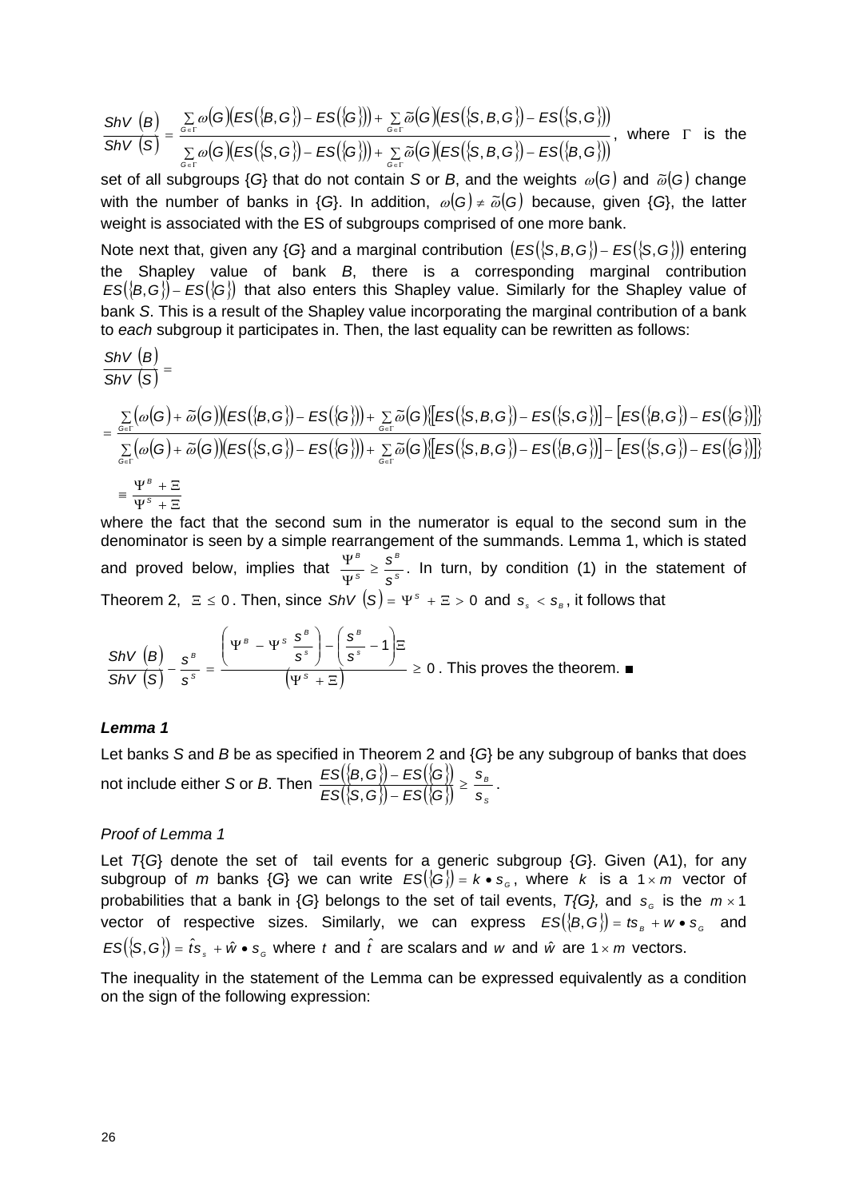$$\frac{ShV\ (B)}{ShV\ (S)} = \frac{\sum_{G\in\Gamma}\omega(G)\left(ES(\{B,G\}) - ES(\{G\})\right) + \sum_{G\in\Gamma}\tilde{\omega}(G)\left(ES(\{S,B,G\}) - ES(\{S,G\})\right)}{\sum_{G\in\Gamma}\omega(G)\left(ES(\{S,G\}) - ES(\{G\})\right) + \sum_{G\in\Gamma}\tilde{\omega}(G)\left(ES(\{S,B,G\}) - ES(\{B,G\})\right)},$$ where $\Gamma$ is the set of all subgroups {*G*} that do not contain *S* or *B*, and the weights $\omega(G)$ and $\tilde{\omega}(G)$ change with the number of banks in {*G*}. In addition, $\omega(G) \neq \tilde{\omega}(G)$ because, given {*G*}, the latter weight is associated with the ES of subgroups comprised of one more bank.

Note next that, given any {*G*} and a marginal contribution $\left(ES(\{S,B,G\}) - ES(\{S,G\})\right)$ entering the Shapley value of bank *B*, there is a corresponding marginal contribution $ES(\{B,G\}) - ES(\{G\})$ that also enters this Shapley value. Similarly for the Shapley value of bank *S*. This is a result of the Shapley value incorporating the marginal contribution of a bank to *each* subgroup it participates in. Then, the last equality can be rewritten as follows:

$$\frac{ShV\ (B)}{ShV\ (S)} =$$

$$= \frac{\sum_{G\in\Gamma}\left(\omega(G)+\tilde{\omega}(G)\right)\left(ES(\{B,G\}) - ES(\{G\})\right) + \sum_{G\in\Gamma}\tilde{\omega}(G)\left\{\left[ES(\{S,B,G\}) - ES(\{S,G\})\right] - \left[ES(\{B,G\}) - ES(\{G\})\right]\right\}}{\sum_{G\in\Gamma}\left(\omega(G)+\tilde{\omega}(G)\right)\left(ES(\{S,G\}) - ES(\{G\})\right) + \sum_{G\in\Gamma}\tilde{\omega}(G)\left\{\left[ES(\{S,B,G\}) - ES(\{B,G\})\right] - \left[ES(\{S,G\}) - ES(\{G\})\right]\right\}}$$

$$\equiv \frac{\Psi^B + \Xi}{\Psi^S + \Xi}$$

where the fact that the second sum in the numerator is equal to the second sum in the denominator is seen by a simple rearrangement of the summands. Lemma 1, which is stated and proved below, implies that $\frac{\Psi^B}{\Psi^S} \geq \frac{s^B}{s^S}$. In turn, by condition (1) in the statement of Theorem 2, $\Xi \leq 0$. Then, since $ShV\ (S) = \Psi^S + \Xi > 0$ and $s_s < s_B$, it follows that

$$\frac{ShV\ (B)}{ShV\ (S)} - \frac{s^B}{s^S} = \frac{\left(\Psi^B - \Psi^S\frac{s^B}{s^S}\right) - \left(\frac{s^B}{s^S} - 1\right)\Xi}{\left(\Psi^S + \Xi\right)} \geq 0$$. This proves the theorem. ■

***Lemma 1***

Let banks *S* and *B* be as specified in Theorem 2 and {*G*} be any subgroup of banks that does not include either *S* or *B*. Then $\frac{ES(\{B,G\}) - ES(\{G\})}{ES(\{S,G\}) - ES(\{G\})} \geq \frac{s_B}{s_S}$.

*Proof of Lemma 1*

Let *T*{*G*} denote the set of tail events for a generic subgroup {*G*}. Given (A1), for any subgroup of *m* banks {*G*} we can write $ES(\{G\}) = k \bullet s_G$, where $k$ is a $1 \times m$ vector of probabilities that a bank in {*G*} belongs to the set of tail events, *T{G}*, and $s_G$ is the $m \times 1$ vector of respective sizes. Similarly, we can express $ES(\{B,G\}) = ts_B + w \bullet s_G$ and $ES(\{S,G\}) = \hat{t}s_s + \hat{w} \bullet s_G$ where $t$ and $\hat{t}$ are scalars and $w$ and $\hat{w}$ are $1 \times m$ vectors.

The inequality in the statement of the Lemma can be expressed equivalently as a condition on the sign of the following expression: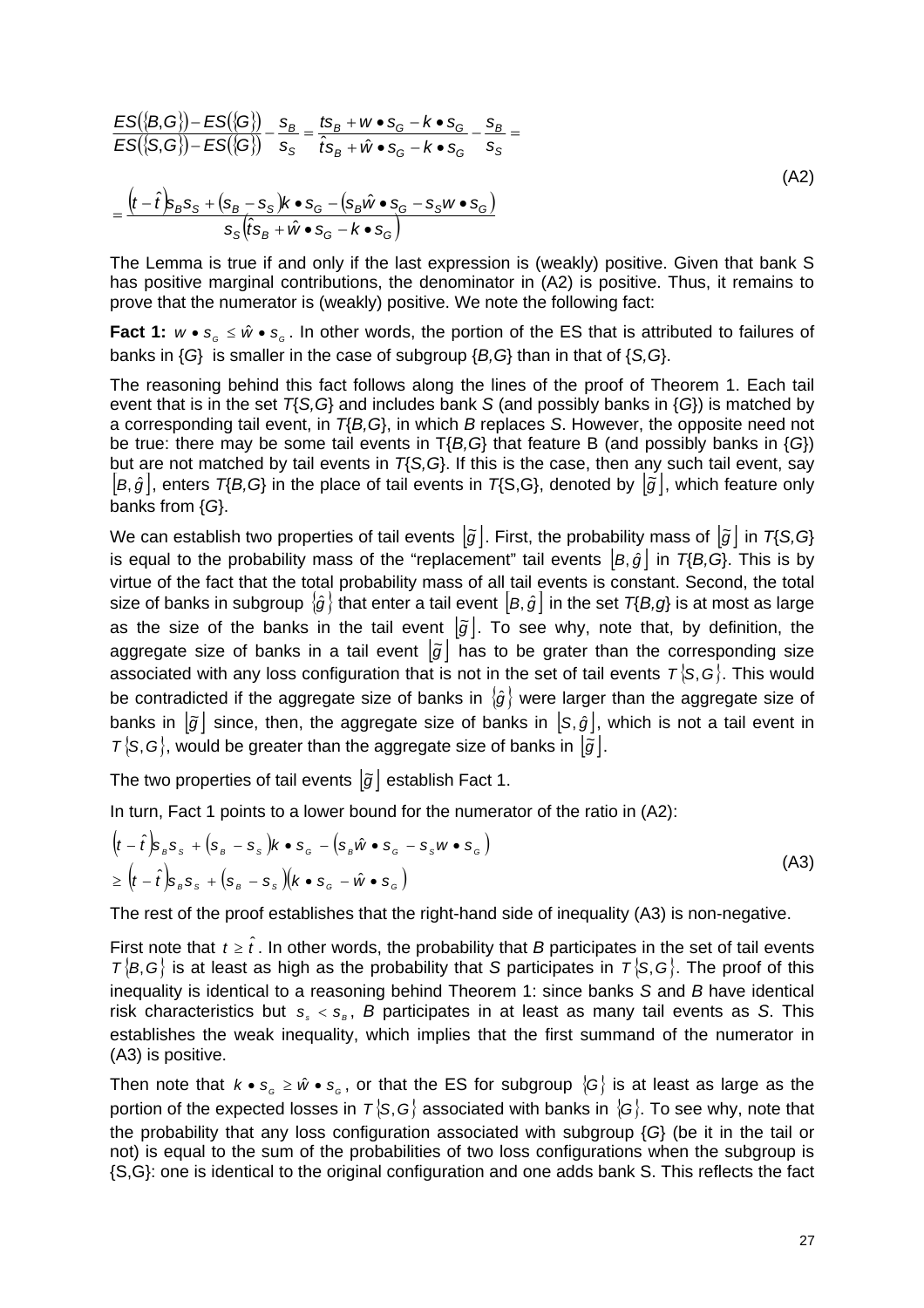$$\frac{ES(\{B,G\})-ES(\{G\})}{ES(\{S,G\})-ES(\{G\})}-\frac{s_B}{s_S}=\frac{ts_B+w\bullet s_G-k\bullet s_G}{\hat{t}s_B+\hat{w}\bullet s_G-k\bullet s_G}-\frac{s_B}{s_S}=$$

$$=\frac{\left(t-\hat{t}\right)s_B s_S+\left(s_B-s_S\right)k\bullet s_G-\left(s_B\hat{w}\bullet s_G-s_S w\bullet s_G\right)}{s_S\left(\hat{t}s_B+\hat{w}\bullet s_G-k\bullet s_G\right)} \tag{A2}$$

The Lemma is true if and only if the last expression is (weakly) positive. Given that bank S has positive marginal contributions, the denominator in (A2) is positive. Thus, it remains to prove that the numerator is (weakly) positive. We note the following fact:

**Fact 1:** $w\bullet s_G \le \hat{w}\bullet s_G$. In other words, the portion of the ES that is attributed to failures of banks in {*G*} is smaller in the case of subgroup {*B,G*} than in that of {*S,G*}.

The reasoning behind this fact follows along the lines of the proof of Theorem 1. Each tail event that is in the set *T*{*S,G*} and includes bank *S* (and possibly banks in {*G*}) is matched by a corresponding tail event, in *T*{*B,G*}, in which *B* replaces *S*. However, the opposite need not be true: there may be some tail events in T{*B,G*} that feature B (and possibly banks in {*G*}) but are not matched by tail events in *T*{*S,G*}. If this is the case, then any such tail event, say $\lfloor B,\hat{g}\rfloor$, enters *T*{*B,G*} in the place of tail events in *T*{S,G}, denoted by $\lfloor\tilde{g}\rfloor$, which feature only banks from {*G*}.

We can establish two properties of tail events $\lfloor\tilde{g}\rfloor$. First, the probability mass of $\lfloor\tilde{g}\rfloor$ in *T*{*S,G*} is equal to the probability mass of the "replacement" tail events $\lfloor B,\hat{g}\rfloor$ in *T*{*B,G*}. This is by virtue of the fact that the total probability mass of all tail events is constant. Second, the total size of banks in subgroup $\{\hat{g}\}$ that enter a tail event $\lfloor B,\hat{g}\rfloor$ in the set *T*{*B,g*} is at most as large as the size of the banks in the tail event $\lfloor\tilde{g}\rfloor$. To see why, note that, by definition, the aggregate size of banks in a tail event $\lfloor\tilde{g}\rfloor$ has to be grater than the corresponding size associated with any loss configuration that is not in the set of tail events $T\{S,G\}$. This would be contradicted if the aggregate size of banks in $\{\hat{g}\}$ were larger than the aggregate size of banks in $\lfloor\tilde{g}\rfloor$ since, then, the aggregate size of banks in $\lfloor S,\hat{g}\rfloor$, which is not a tail event in $T\{S,G\}$, would be greater than the aggregate size of banks in $\lfloor\tilde{g}\rfloor$.

The two properties of tail events $\lfloor\tilde{g}\rfloor$ establish Fact 1.

In turn, Fact 1 points to a lower bound for the numerator of the ratio in (A2):

$$\begin{aligned}&\left(t-\hat{t}\right)s_B s_S+\left(s_B-s_S\right)k\bullet s_G-\left(s_B\hat{w}\bullet s_G-s_S w\bullet s_G\right)\\ &\ge\left(t-\hat{t}\right)s_B s_S+\left(s_B-s_S\right)\left(k\bullet s_G-\hat{w}\bullet s_G\right)\end{aligned} \tag{A3}$$

The rest of the proof establishes that the right-hand side of inequality (A3) is non-negative.

First note that $t \ge \hat{t}$. In other words, the probability *B* participates in the set of tail events $T\{B,G\}$ is at least as high as the probability that *S* participates in $T\{S,G\}$. The proof of this inequality is identical to a reasoning behind Theorem 1: since banks *S* and *B* have identical risk characteristics but $s_S < s_B$, *B* participates in at least as many tail events as *S*. This establishes the weak inequality, which implies that the first summand of the numerator in (A3) is positive.

Then note that $k\bullet s_G \ge \hat{w}\bullet s_G$, or that the ES for subgroup $\{G\}$ is at least as large as the portion of the expected losses in $T\{S,G\}$ associated with banks in $\{G\}$. To see why, note that the probability that any loss configuration associated with subgroup {*G*} (be it in the tail or not) is equal to the sum of the probabilities of two loss configurations when the subgroup is {S,G}: one is identical to the original configuration and one adds bank S. This reflects the fact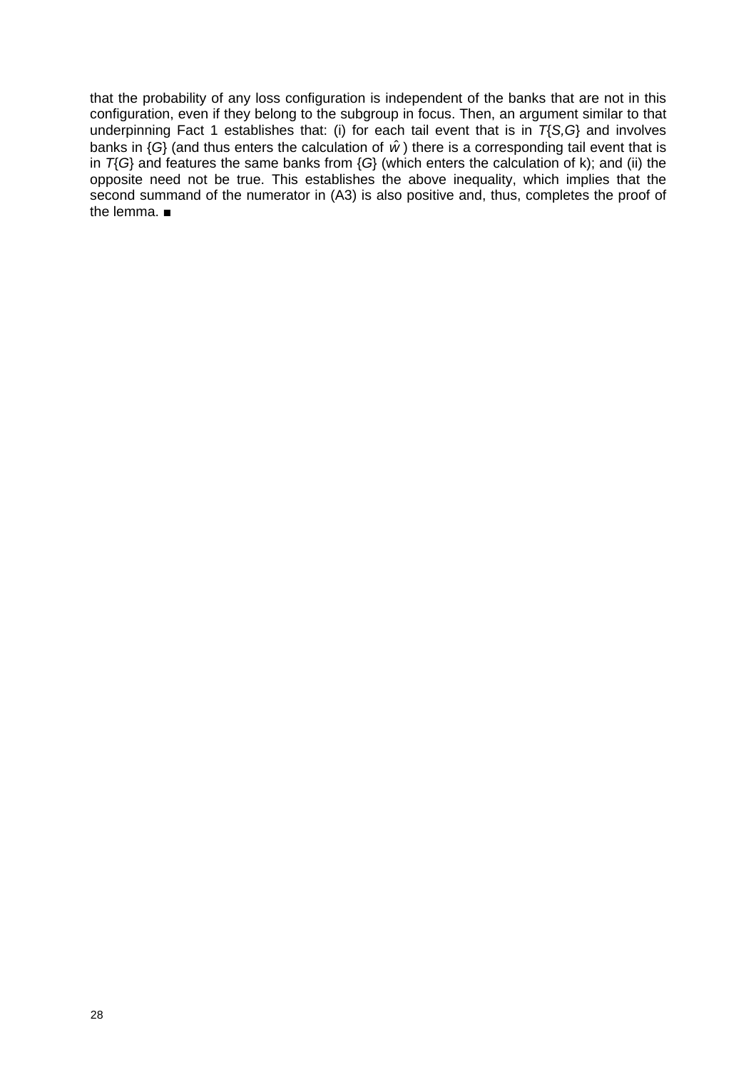that the probability of any loss configuration is independent of the banks that are not in this configuration, even if they belong to the subgroup in focus. Then, an argument similar to that underpinning Fact 1 establishes that: (i) for each tail event that is in $T\{S,G\}$ and involves banks in $\{G\}$ (and thus enters the calculation of $\hat{w}$) there is a corresponding tail event that is in $T\{G\}$ and features the same banks from $\{G\}$ (which enters the calculation of k); and (ii) the opposite need not be true. This establishes the above inequality, which implies that the second summand of the numerator in (A3) is also positive and, thus, completes the proof of the lemma. ■